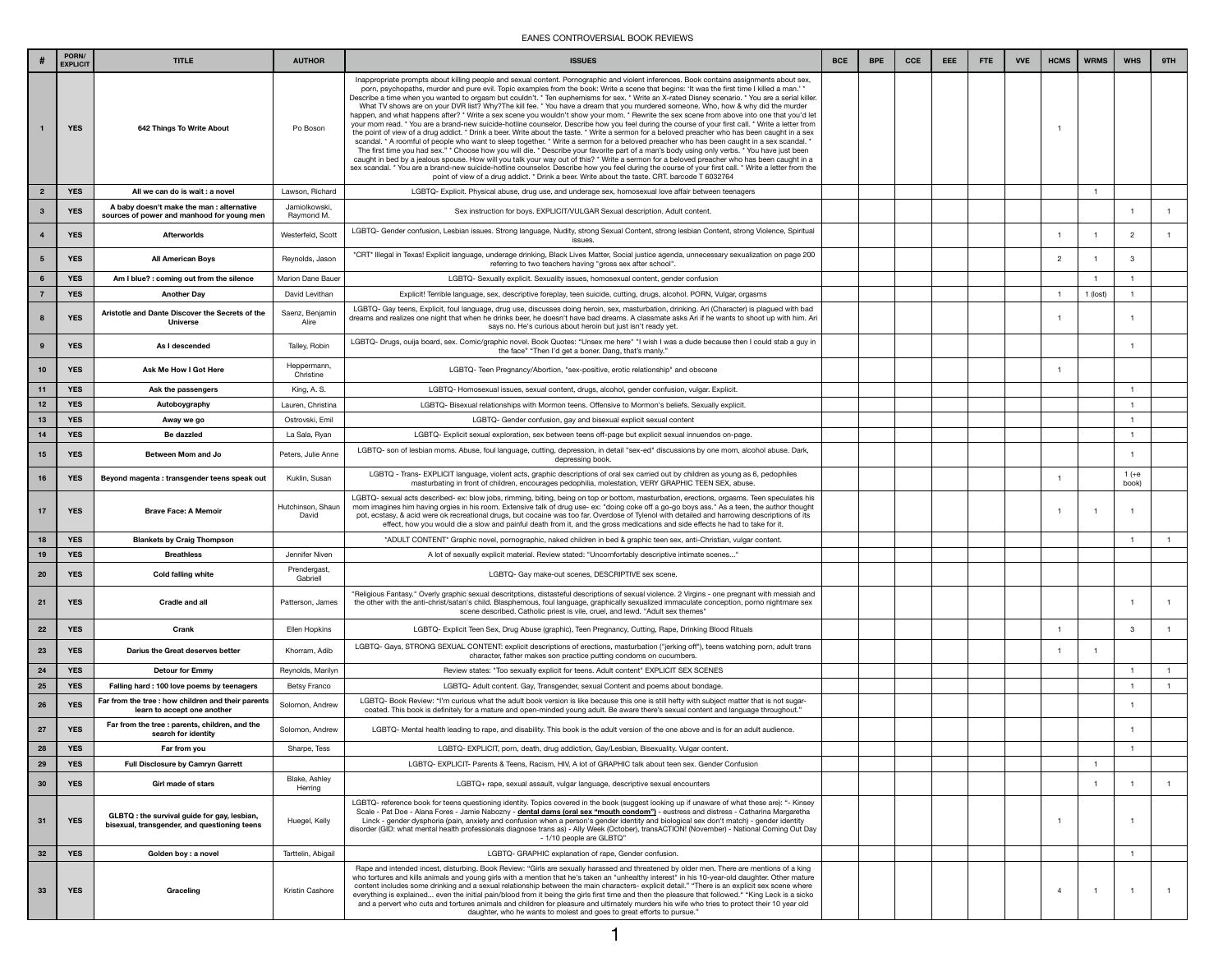# EANES CONTROVERSIAL BOOK REVIEWS

| # | PORN/ EXPLICIT | TITLE | AUTHOR | ISSUES | BCE | BPE | CCE | EEE | FTE | VVE | HCMS | WRMS | WHS | 9TH |
|---|---|---|---|---|---|---|---|---|---|---|---|---|---|---|
| 1 | YES | 642 Things To Write About | Po Boson | Inappropriate prompts about killing people and sexual content. Pornographic and violent inferences. Book contains assignments about sex, porn, psychopaths, murder and pure evil. Topic examples from the book: Write a scene that begins: 'It was the first time I killed a man.' * Describe a time when you wanted to orgasm but couldn't. * Ten euphemisms for sex. * Write an X-rated Disney scenario. * You are a serial killer. What TV shows are on your DVR list? Why?The kill fee. * You have a dream that you murdered someone. Who, how & why did the murder happen, and what happens after? * Write a sex scene you wouldn't show your mom. * Rewrite the sex scene from above into one that you'd let your mom read. * You are a brand-new suicide-hotline counselor. Describe how you feel during the course of your first call. * Write a letter from the point of view of a drug addict. * Drink a beer. Write about the taste. * Write a sermon for a beloved preacher who has been caught in a sex scandal. * A roomful of people who want to sleep together. * Write a sermon for a beloved preacher who has been caught in a sex scandal. * The first time you had sex." * Choose how you will die. * Describe your favorite part of a man's body using only verbs. * You have just been caught in bed by a jealous spouse. How will you talk your way out of this? * Write a sermon for a beloved preacher who has been caught in a sex scandal. * You are a brand-new suicide-hotline counselor. Describe how you feel during the course of your first call. * Write a letter from the point of view of a drug addict. * Drink a beer. Write about the taste. CRT. barcode T 6032764 | | | | | | | 1 | | | |
| 2 | YES | All we can do is wait : a novel | Lawson, Richard | LGBTQ- Explicit. Physical abuse, drug use, and underage sex, homosexual love affair between teenagers | | | | | | | | 1 | | |
| 3 | YES | A baby doesn't make the man : alternative sources of power and manhood for young men | Jamiolkowski, Raymond M. | Sex instruction for boys. EXPLICIT/VULGAR Sexual description. Adult content. | | | | | | | | | 1 | 1 |
| 4 | YES | Afterworlds | Westerfeld, Scott | LGBTQ- Gender confusion, Lesbian issues. Strong language, Nudity, strong Sexual Content, strong lesbian Content, strong Violence, Spiritual issues. | | | | | | | 1 | 1 | 2 | 1 |
| 5 | YES | All American Boys | Reynolds, Jason | "CRT" Illegal in Texas! Explicit language, underage drinking, Black Lives Matter, Social justice agenda, unnecessary sexualization on page 200 referring to two teachers having "gross sex after school". | | | | | | | 2 | 1 | 3 | |
| 6 | YES | Am I blue? : coming out from the silence | Marion Dane Bauer | LGBTQ- Sexually explicit. Sexuality issues, homosexual content, gender confusion | | | | | | | | 1 | 1 | |
| 7 | YES | Another Day | David Levithan | Explicit! Terrible language, sex, descriptive foreplay, teen suicide, cutting, drugs, alcohol. PORN, Vulgar, orgasms | | | | | | | 1 | 1 (lost) | 1 | |
| 8 | YES | Aristotle and Dante Discover the Secrets of the Universe | Saenz, Benjamin Alire | LGBTQ- Gay teens, Explicit, foul language, drug use, discusses doing heroin, sex, masturbation, drinking. Ari (Character) is plagued with bad dreams and realizes one night that when he drinks beer, he doesn't have bad dreams. A classmate asks Ari if he wants to shoot up with him. Ari says no. He's curious about heroin but just isn't ready yet. | | | | | | | 1 | | 1 | |
| 9 | YES | As I descended | Talley, Robin | LGBTQ- Drugs, ouija board, sex. Comic/graphic novel. Book Quotes: "Unsex me here" "I wish I was a dude because then I could stab a guy in the face" "Then I'd get a boner. Dang, that's manly." | | | | | | | | | 1 | |
| 10 | YES | Ask Me How I Got Here | Heppermann, Christine | LGBTQ- Teen Pregnancy/Abortion, "sex-positive, erotic relationship" and obscene | | | | | | | 1 | | | |
| 11 | YES | Ask the passengers | King, A. S. | LGBTQ- Homosexual issues, sexual content, drugs, alcohol, gender confusion, vulgar. Explicit. | | | | | | | | | 1 | |
| 12 | YES | Autoboygraphy | Lauren, Christina | LGBTQ- Bisexual relationships with Mormon teens. Offensive to Mormon's beliefs. Sexually explicit. | | | | | | | | | 1 | |
| 13 | YES | Away we go | Ostrovski, Emil | LGBTQ- Gender confusion, gay and bisexual explicit sexual content | | | | | | | | | 1 | |
| 14 | YES | Be dazzled | La Sala, Ryan | LGBTQ- Explicit sexual exploration, sex between teens off-page but explicit sexual innuendos on-page. | | | | | | | | | 1 | |
| 15 | YES | Between Mom and Jo | Peters, Julie Anne | LGBTQ- son of lesbian moms. Abuse, foul language, cutting, depression, in detail "sex-ed" discussions by one mom, alcohol abuse. Dark, depressing book. | | | | | | | | | 1 | |
| 16 | YES | Beyond magenta : transgender teens speak out | Kuklin, Susan | LGBTQ - Trans- EXPLICIT language, violent acts, graphic descriptions of oral sex carried out by children as young as 6, pedophiles masturbating in front of children, encourages pedophilia, molestation, VERY GRAPHIC TEEN SEX, abuse. | | | | | | | 1 | | 1 (+e book) | |
| 17 | YES | Brave Face: A Memoir | Hutchinson, Shaun David | LGBTQ- sexual acts described- ex: blow jobs, rimming, biting, being on top or bottom, masturbation, erections, orgasms. Teen speculates his mom imagines him having orgies in his room. Extensive talk of drug use- ex: "doing coke off a go-go boys ass." As a teen, the author thought pot, ecstasy, & acid were ok recreational drugs, but cocaine was too far. Overdose of Tylenol with detailed and harrowing descriptions of its effect, how you would die a slow and painful death from it, and the gross medications and side effects he had to take for it. | | | | | | | 1 | 1 | 1 | |
| 18 | YES | Blankets by Craig Thompson | | "ADULT CONTENT" Graphic novel, pornographic, naked children in bed & graphic teen sex, anti-Christian, vulgar content. | | | | | | | | | 1 | 1 |
| 19 | YES | Breathless | Jennifer Niven | A lot of sexually explicit material. Review stated: "Uncomfortably descriptive intimate scenes..." | | | | | | | | | | |
| 20 | YES | Cold falling white | Prendergast, Gabriell | LGBTQ- Gay make-out scenes, DESCRIPTIVE sex scene. | | | | | | | | | | |
| 21 | YES | Cradle and all | Patterson, James | "Religious Fantasy." Overly graphic sexual descritptions, distasteful descriptions of sexual violence. 2 Virgins - one pregnant with messiah and the other with the anti-christ/satan's child. Blasphemous, foul language, graphically sexualized immaculate conception, porno nightmare sex scene described. Catholic priest is vile, cruel, and lewd. "Adult sex themes" | | | | | | | | | 1 | 1 |
| 22 | YES | Crank | Ellen Hopkins | LGBTQ- Explicit Teen Sex, Drug Abuse (graphic), Teen Pregnancy, Cutting, Rape, Drinking Blood Rituals | | | | | | | 1 | | 3 | 1 |
| 23 | YES | Darius the Great deserves better | Khorram, Adib | LGBTQ- Gays, STRONG SEXUAL CONTENT: explicit descriptions of erections, masturbation ("jerking off"), teens watching porn, adult trans character, father makes son practice putting condoms on cucumbers. | | | | | | | 1 | 1 | | |
| 24 | YES | Detour for Emmy | Reynolds, Marilyn | Review states: "Too sexually explicit for teens. Adult content" EXPLICIT SEX SCENES | | | | | | | | | 1 | 1 |
| 25 | YES | Falling hard : 100 love poems by teenagers | Betsy Franco | LGBTQ- Adult content. Gay, Transgender, sexual Content and poems about bondage. | | | | | | | | | 1 | 1 |
| 26 | YES | Far from the tree : how children and their parents learn to accept one another | Solomon, Andrew | LGBTQ- Book Review: "I'm curious what the adult book version is like because this one is still hefty with subject matter that is not sugar-coated. This book is definitely for a mature and open-minded young adult. Be aware there's sexual content and language throughout." | | | | | | | | | 1 | |
| 27 | YES | Far from the tree : parents, children, and the search for identity | Solomon, Andrew | LGBTQ- Mental health leading to rape, and disability. This book is the adult version of the one above and is for an adult audience. | | | | | | | | | 1 | |
| 28 | YES | Far from you | Sharpe, Tess | LGBTQ- EXPLICIT, porn, death, drug addiction, Gay/Lesbian, Bisexuality. Vulgar content. | | | | | | | | | 1 | |
| 29 | YES | Full Disclosure by Camryn Garrett | | LGBTQ- EXPLICIT- Parents & Teens, Racism, HIV, A lot of GRAPHIC talk about teen sex. Gender Confusion | | | | | | | | 1 | | |
| 30 | YES | Girl made of stars | Blake, Ashley Herring | LGBTQ+ rape, sexual assault, vulgar language, descriptive sexual encounters | | | | | | | | 1 | 1 | 1 |
| 31 | YES | GLBTQ : the survival guide for gay, lesbian, bisexual, transgender, and questioning teens | Huegel, Kelly | LGBTQ- reference book for teens questioning identity. Topics covered in the book (suggest looking up if unaware of what these are): "- Kinsey Scale - Pat Doe - Alana Fores - Jamie Nabozny - **dental dams (oral sex "mouth condom")** - eustress and distress - Catharina Margaretha Linck - gender dysphoria (pain, anxiety and confusion when a person's gender identity and biological sex don't match) - gender identity disorder (GID: what mental health professionals diagnose trans as) - Ally Week (October), transACTION! (November) - National Coming Out Day - 1/10 people are GLBTQ" | | | | | | | 1 | | 1 | |
| 32 | YES | Golden boy : a novel | Tarttelin, Abigail | LGBTQ- GRAPHIC explanation of rape, Gender confusion. | | | | | | | | | 1 | |
| 33 | YES | Graceling | Kristin Cashore | Rape and intended incest, disturbing. Book Review: "Girls are sexually harassed and threatened by older men. There are mentions of a king who tortures and kills animals and young girls with a mention that he's taken an "unhealthy interest" in his 10-year-old daughter. Other mature content includes some drinking and a sexual relationship between the main characters- explicit detail." "There is an explicit sex scene where everything is explained... even the initial pain/blood from it being the girls first time and then the pleasure that followed." "King Leck is a sicko and a pervert who cuts and tortures animals and children for pleasure and ultimately murders his wife who tries to protect their 10 year old daughter, who he wants to molest and goes to great efforts to pursue." | | | | | | | 4 | 1 | 1 | 1 |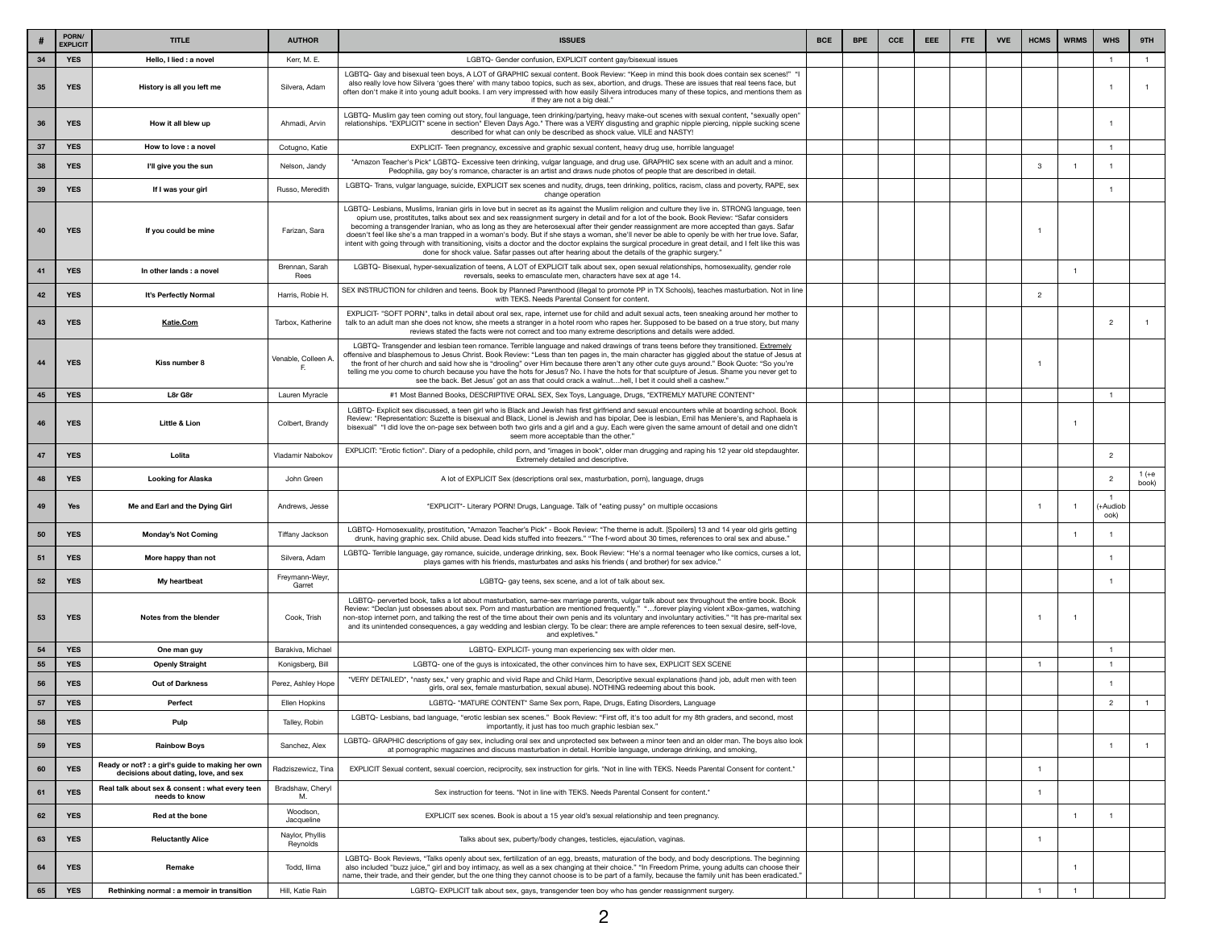| # | PORN/ EXPLICIT | TITLE | AUTHOR | ISSUES | BCE | BPE | CCE | EEE | FTE | VVE | HCMS | WRMS | WHS | 9TH |
|---|---|---|---|---|---|---|---|---|---|---|---|---|---|---|
| 34 | YES | Hello, I lied : a novel | Kerr, M. E. | LGBTQ- Gender confusion, EXPLICIT content gay/bisexual issues | | | | | | | | | 1 | 1 |
| 35 | YES | History is all you left me | Silvera, Adam | LGBTQ- Gay and bisexual teen boys, A LOT of GRAPHIC sexual content. Book Review: "Keep in mind this book does contain sex scenes!" "I also really love how Silvera 'goes there' with many taboo topics, such as sex, abortion, and drugs. These are issues that real teens face, but often don't make it into young adult books. I am very impressed with how easily Silvera introduces many of these topics, and mentions them as if they are not a big deal." | | | | | | | | | 1 | 1 |
| 36 | YES | How it all blew up | Ahmadi, Arvin | LGBTQ- Muslim gay teen coming out story, foul language, teen drinking/partying, heavy make-out scenes with sexual content, "sexually open" relationships. "EXPLICIT" scene in section" Eleven Days Ago." There was a VERY disgusting and graphic nipple piercing, nipple sucking scene described for what can only be described as shock value. VILE and NASTY! | | | | | | | | | 1 | |
| 37 | YES | How to love : a novel | Cotugno, Katie | EXPLICIT- Teen pregnancy, excessive and graphic sexual content, heavy drug use, horrible language! | | | | | | | | | 1 | |
| 38 | YES | I'll give you the sun | Nelson, Jandy | "Amazon Teacher's Pick" LGBTQ- Excessive teen drinking, vulgar language, and drug use. GRAPHIC sex scene with an adult and a minor. Pedophilia, gay boy's romance, character is an artist and draws nude photos of people that are described in detail. | | | | | | | 3 | 1 | 1 | |
| 39 | YES | If I was your girl | Russo, Meredith | LGBTQ- Trans, vulgar language, suicide, EXPLICIT sex scenes and nudity, drugs, teen drinking, politics, racism, class and poverty, RAPE, sex change operation | | | | | | | | | 1 | |
| 40 | YES | If you could be mine | Farizan, Sara | LGBTQ- Lesbians, Muslims, Iranian girls in love but in secret as its against the Muslim religion and culture they live in. STRONG language, teen opium use, prostitutes, talks about sex and sex reassignment surgery in detail and for a lot of the book. Book Review: "Safar considers becoming a transgender Iranian, who as long as they are heterosexual after their gender reassignment are more accepted than gays. Safar doesn't feel like she's a man trapped in a woman's body. But if she stays a woman, she'll never be able to openly be with her true love. Safar, intent with going through with transitioning, visits a doctor and the doctor explains the surgical procedure in great detail, and I felt like this was done for shock value. Safar passes out after hearing about the details of the graphic surgery." | | | | | | | 1 | | | |
| 41 | YES | In other lands : a novel | Brennan, Sarah Rees | LGBTQ- Bisexual, hyper-sexualization of teens, A LOT of EXPLICIT talk about sex, open sexual relationships, homosexuality, gender role reversals, seeks to emasculate men, characters have sex at age 14. | | | | | | | | 1 | | |
| 42 | YES | It's Perfectly Normal | Harris, Robie H. | SEX INSTRUCTION for children and teens. Book by Planned Parenthood (illegal to promote PP in TX Schools), teaches masturbation. Not in line with TEKS. Needs Parental Consent for content. | | | | | | | 2 | | | |
| 43 | YES | Katie.Com | Tarbox, Katherine | EXPLICIT- "SOFT PORN", talks in detail about oral sex, rape, internet use for child and adult sexual acts, teen sneaking around her mother to talk to an adult man she does not know, she meets a stranger in a hotel room who rapes her. Supposed to be based on a true story, but many reviews stated the facts were not correct and too many extreme descriptions and details were added. | | | | | | | | | 2 | 1 |
| 44 | YES | Kiss number 8 | Venable, Colleen A. F. | LGBTQ- Transgender and lesbian teen romance. Terrible language and naked drawings of trans teens before they transitioned. Extremely offensive and blasphemous to Jesus Christ. Book Review: "Less than ten pages in, the main character has giggled about the statue of Jesus at the front of her church and said how she is "drooling" over Him because there aren't any other cute guys around." Book Quote: "So you're telling me you come to church because you have the hots for Jesus? No. I have the hots for that sculpture of Jesus. Shame you never get to see the back. Bet Jesus' got an ass that could crack a walnut…hell, I bet it could shell a cashew." | | | | | | | 1 | | | |
| 45 | YES | L8r G8r | Lauren Myracle | #1 Most Banned Books, DESCRIPTIVE ORAL SEX, Sex Toys, Language, Drugs, "EXTREMLY MATURE CONTENT" | | | | | | | | | 1 | |
| 46 | YES | Little & Lion | Colbert, Brandy | LGBTQ- Explicit sex discussed, a teen girl who is Black and Jewish has first girlfriend and sexual encounters while at boarding school. Book Review: "Representation: Suzette is bisexual and Black, Lionel is Jewish and has bipolar, Dee is lesbian, Emil has Meniere's, and Raphaela is bisexual" "I did love the on-page sex between both two girls and a girl and a guy. Each were given the same amount of detail and one didn't seem more acceptable than the other." | | | | | | | | 1 | | |
| 47 | YES | Lolita | Vladamir Nabokov | EXPLICIT: "Erotic fiction". Diary of a pedophile, child porn, and "images in book", older man drugging and raping his 12 year old stepdaughter. Extremely detailed and descriptive. | | | | | | | | | 2 | |
| 48 | YES | Looking for Alaska | John Green | A lot of EXPLICIT Sex (descriptions oral sex, masturbation, porn), language, drugs | | | | | | | | | 2 | 1 (+e book) |
| 49 | Yes | Me and Earl and the Dying Girl | Andrews, Jesse | "EXPLICIT"- Literary PORN! Drugs, Language. Talk of "eating pussy" on multiple occasions | | | | | | | 1 | 1 | 1 (+Audiobook) | |
| 50 | YES | Monday's Not Coming | Tiffany Jackson | LGBTQ- Homosexuality, prostitution, "Amazon Teacher's Pick" - Book Review: "The theme is adult. [Spoilers] 13 and 14 year old girls getting drunk, having graphic sex. Child abuse. Dead kids stuffed into freezers." "The f-word about 30 times, references to oral sex and abuse." | | | | | | | | 1 | 1 | |
| 51 | YES | More happy than not | Silvera, Adam | LGBTQ- Terrible language, gay romance, suicide, underage drinking, sex. Book Review: "He's a normal teenager who like comics, curses a lot, plays games with his friends, masturbates and asks his friends ( and brother) for sex advice." | | | | | | | | | 1 | |
| 52 | YES | My heartbeat | Freymann-Weyr, Garret | LGBTQ- gay teens, sex scene, and a lot of talk about sex. | | | | | | | | | 1 | |
| 53 | YES | Notes from the blender | Cook, Trish | LGBTQ- perverted book, talks a lot about masturbation, same-sex marriage parents, vulgar talk about sex throughout the entire book. Book Review: "Declan just obsesses about sex. Porn and masturbation are mentioned frequently." "…forever playing violent xBox-games, watching non-stop internet porn, and talking the rest of the time about their own penis and its voluntary and involuntary activities." "It has pre-marital sex and its unintended consequences, a gay wedding and lesbian clergy. To be clear: there are ample references to teen sexual desire, self-love, and expletives." | | | | | | | 1 | 1 | | |
| 54 | YES | One man guy | Barakiva, Michael | LGBTQ- EXPLICIT- young man experiencing sex with older men. | | | | | | | | | 1 | |
| 55 | YES | Openly Straight | Konigsberg, Bill | LGBTQ- one of the guys is intoxicated, the other convinces him to have sex, EXPLICIT SEX SCENE | | | | | | | 1 | | 1 | |
| 56 | YES | Out of Darkness | Perez, Ashley Hope | "VERY DETAILED", "nasty sex," very graphic and vivid Rape and Child Harm, Descriptive sexual explanations (hand job, adult men with teen girls, oral sex, female masturbation, sexual abuse). NOTHING redeeming about this book. | | | | | | | | | 1 | |
| 57 | YES | Perfect | Ellen Hopkins | LGBTQ- "MATURE CONTENT" Same Sex porn, Rape, Drugs, Eating Disorders, Language | | | | | | | | | 2 | 1 |
| 58 | YES | Pulp | Talley, Robin | LGBTQ- Lesbians, bad language, "erotic lesbian sex scenes." Book Review: "First off, it's too adult for my 8th graders, and second, most importantly, it just has too much graphic lesbian sex." | | | | | | | | | 1 | |
| 59 | YES | Rainbow Boys | Sanchez, Alex | LGBTQ- GRAPHIC descriptions of gay sex, including oral sex and unprotected sex between a minor teen and an older man. The boys also look at pornographic magazines and discuss masturbation in detail. Horrible language, underage drinking, and smoking, | | | | | | | | | 1 | 1 |
| 60 | YES | Ready or not? : a girl's guide to making her own decisions about dating, love, and sex | Radziszewicz, Tina | EXPLICIT Sexual content, sexual coercion, reciprocity, sex instruction for girls. "Not in line with TEKS. Needs Parental Consent for content." | | | | | | | 1 | | | |
| 61 | YES | Real talk about sex & consent : what every teen needs to know | Bradshaw, Cheryl M. | Sex instruction for teens. "Not in line with TEKS. Needs Parental Consent for content." | | | | | | | 1 | | | |
| 62 | YES | Red at the bone | Woodson, Jacqueline | EXPLICIT sex scenes. Book is about a 15 year old's sexual relationship and teen pregnancy. | | | | | | | | 1 | 1 | |
| 63 | YES | Reluctantly Alice | Naylor, Phyllis Reynolds | Talks about sex, puberty/body changes, testicles, ejaculation, vaginas. | | | | | | | 1 | | | |
| 64 | YES | Remake | Todd, Ilima | LGBTQ- Book Reviews, "Talks openly about sex, fertilization of an egg, breasts, maturation of the body, and body descriptions. The beginning also included "buzz juice," girl and boy intimacy, as well as a sex changing at their choice." "In Freedom Prime, young adults can choose their name, their trade, and their gender, but the one thing they cannot choose is to be part of a family, because the family unit has been eradicated." | | | | | | | | 1 | | |
| 65 | YES | Rethinking normal : a memoir in transition | Hill, Katie Rain | LGBTQ- EXPLICIT talk about sex, gays, transgender teen boy who has gender reassignment surgery. | | | | | | | 1 | 1 | | |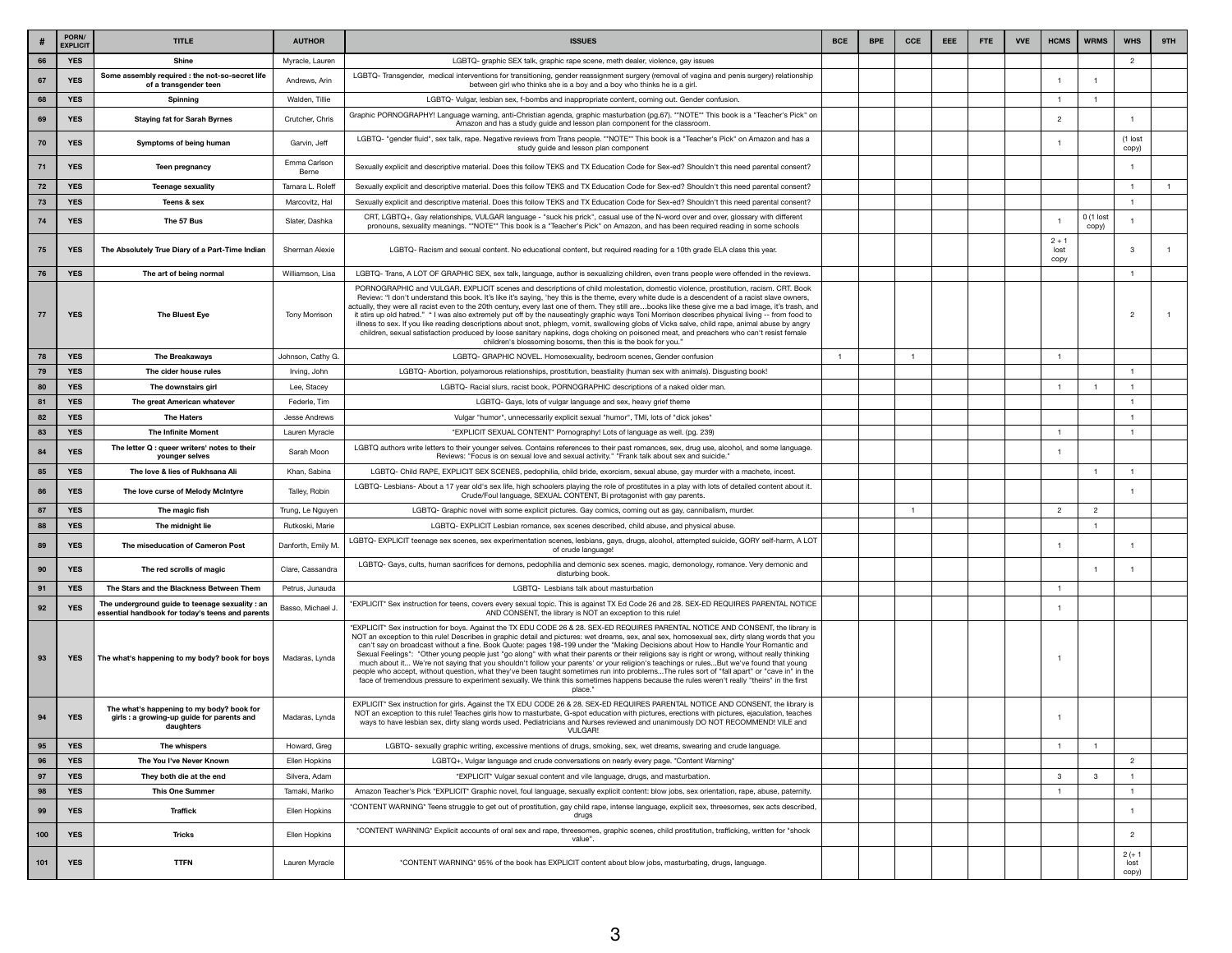| # | PORN/ EXPLICIT | TITLE | AUTHOR | ISSUES | BCE | BPE | CCE | EEE | FTE | VVE | HCMS | WRMS | WHS | 9TH |
|---|---|---|---|---|---|---|---|---|---|---|---|---|---|---|
| 66 | YES | Shine | Myracle, Lauren | LGBTQ- graphic SEX talk, graphic rape scene, meth dealer, violence, gay issues | | | | | | | | | 2 | |
| 67 | YES | Some assembly required : the not-so-secret life of a transgender teen | Andrews, Arin | LGBTQ- Transgender, medical interventions for transitioning, gender reassignment surgery (removal of vagina and penis surgery) relationship between girl who thinks she is a boy and a boy who thinks he is a girl. | | | | | | | 1 | 1 | | |
| 68 | YES | Spinning | Walden, Tillie | LGBTQ- Vulgar, lesbian sex, f-bombs and inappropriate content, coming out. Gender confusion. | | | | | | | 1 | 1 | | |
| 69 | YES | Staying fat for Sarah Byrnes | Crutcher, Chris | Graphic PORNOGRAPHY! Language warning, anti-Christian agenda, graphic masturbation (pg.67). **NOTE** This book is a "Teacher's Pick" on Amazon and has a study guide and lesson plan component for the classroom. | | | | | | | 2 | | 1 | |
| 70 | YES | Symptoms of being human | Garvin, Jeff | LGBTQ- "gender fluid", sex talk, rape. Negative reviews from Trans people. **NOTE** This book is a "Teacher's Pick" on Amazon and has a study guide and lesson plan component | | | | | | | 1 | | (1 lost copy) | |
| 71 | YES | Teen pregnancy | Emma Carlson Berne | Sexually explicit and descriptive material. Does this follow TEKS and TX Education Code for Sex-ed? Shouldn't this need parental consent? | | | | | | | | | 1 | |
| 72 | YES | Teenage sexuality | Tamara L. Roleff | Sexually explicit and descriptive material. Does this follow TEKS and TX Education Code for Sex-ed? Shouldn't this need parental consent? | | | | | | | | | 1 | 1 |
| 73 | YES | Teens & sex | Marcovitz, Hal | Sexually explicit and descriptive material. Does this follow TEKS and TX Education Code for Sex-ed? Shouldn't this need parental consent? | | | | | | | | | 1 | |
| 74 | YES | The 57 Bus | Slater, Dashka | CRT, LGBTQ+, Gay relationships, VULGAR language - "suck his prick", casual use of the N-word over and over, glossary with different pronouns, sexuality meanings. **NOTE** This book is a "Teacher's Pick" on Amazon, and has been required reading in some schools | | | | | | | 1 | 0 (1 lost copy) | 1 | |
| 75 | YES | The Absolutely True Diary of a Part-Time Indian | Sherman Alexie | LGBTQ- Racism and sexual content. No educational content, but required reading for a 10th grade ELA class this year. | | | | | | | 2 + 1 lost copy | | 3 | 1 |
| 76 | YES | The art of being normal | Williamson, Lisa | LGBTQ- Trans, A LOT OF GRAPHIC SEX, sex talk, language, author is sexualizing children, even trans people were offended in the reviews. | | | | | | | | | 1 | |
| 77 | YES | The Bluest Eye | Tony Morrison | PORNOGRAPHIC and VULGAR. EXPLICIT scenes and descriptions of child molestation, domestic violence, prostitution, racism. CRT. Book Review: "I don't understand this book. It's like it's saying, 'hey this is the theme, every white dude is a descendent of a racist slave owners, actually, they were all racist even to the 20th century, every last one of them. They still are…books like these give me a bad image, it's trash, and it stirs up old hatred." " I was also extremely put off by the nauseatingly graphic ways Toni Morrison describes physical living -- from food to illness to sex. If you like reading descriptions about snot, phlegm, vomit, swallowing globs of Vicks salve, child rape, animal abuse by angry children, sexual satisfaction produced by loose sanitary napkins, dogs choking on poisoned meat, and preachers who can't resist female children's blossoming bosoms, then this is the book for you." | | | | | | | | | 2 | 1 |
| 78 | YES | The Breakaways | Johnson, Cathy G. | LGBTQ- GRAPHIC NOVEL. Homosexuality, bedroom scenes, Gender confusion | 1 | | 1 | | | | 1 | | | |
| 79 | YES | The cider house rules | Irving, John | LGBTQ- Abortion, polyamorous relationships, prostitution, beastiality (human sex with animals). Disgusting book! | | | | | | | | | 1 | |
| 80 | YES | The downstairs girl | Lee, Stacey | LGBTQ- Racial slurs, racist book, PORNOGRAPHIC descriptions of a naked older man. | | | | | | | 1 | 1 | 1 | |
| 81 | YES | The great American whatever | Federle, Tim | LGBTQ- Gays, lots of vulgar language and sex, heavy grief theme | | | | | | | | | 1 | |
| 82 | YES | The Haters | Jesse Andrews | Vulgar "humor", unnecessarily explicit sexual "humor", TMI, lots of "dick jokes" | | | | | | | | | 1 | |
| 83 | YES | The Infinite Moment | Lauren Myracle | "EXPLICIT SEXUAL CONTENT" Pornography! Lots of language as well. (pg. 239) | | | | | | | 1 | | 1 | |
| 84 | YES | The letter Q : queer writers' notes to their younger selves | Sarah Moon | LGBTQ authors write letters to their younger selves. Contains references to their past romances, sex, drug use, alcohol, and some language. Reviews: "Focus is on sexual love and sexual activity." "Frank talk about sex and suicide." | | | | | | | 1 | | | |
| 85 | YES | The love & lies of Rukhsana Ali | Khan, Sabina | LGBTQ- Child RAPE, EXPLICIT SEX SCENES, pedophilia, child bride, exorcism, sexual abuse, gay murder with a machete, incest. | | | | | | | | 1 | 1 | |
| 86 | YES | The love curse of Melody McIntyre | Talley, Robin | LGBTQ- Lesbians- About a 17 year old's sex life, high schoolers playing the role of prostitutes in a play with lots of detailed content about it. Crude/Foul language, SEXUAL CONTENT, Bi protagonist with gay parents. | | | | | | | | | 1 | |
| 87 | YES | The magic fish | Trung, Le Nguyen | LGBTQ- Graphic novel with some explicit pictures. Gay comics, coming out as gay, cannibalism, murder. | | | 1 | | | | 2 | 2 | | |
| 88 | YES | The midnight lie | Rutkoski, Marie | LGBTQ- EXPLICIT Lesbian romance, sex scenes described, child abuse, and physical abuse. | | | | | | | | 1 | | |
| 89 | YES | The miseducation of Cameron Post | Danforth, Emily M. | LGBTQ- EXPLICIT teenage sex scenes, sex experimentation scenes, lesbians, gays, drugs, alcohol, attempted suicide, GORY self-harm, A LOT of crude language! | | | | | | | 1 | | 1 | |
| 90 | YES | The red scrolls of magic | Clare, Cassandra | LGBTQ- Gays, cults, human sacrifices for demons, pedophilia and demonic sex scenes. magic, demonology, romance. Very demonic and disturbing book. | | | | | | | | 1 | 1 | |
| 91 | YES | The Stars and the Blackness Between Them | Petrus, Junauda | LGBTQ- Lesbians talk about masturbation | | | | | | | 1 | | | |
| 92 | YES | The underground guide to teenage sexuality : an essential handbook for today's teens and parents | Basso, Michael J. | "EXPLICIT" Sex instruction for teens, covers every sexual topic. This is against TX Ed Code 26 and 28. SEX-ED REQUIRES PARENTAL NOTICE AND CONSENT, the library is NOT an exception to this rule! | | | | | | | 1 | | | |
| 93 | YES | The what's happening to my body? book for boys | Madaras, Lynda | "EXPLICIT" Sex instruction for boys. Against the TX EDU CODE 26 & 28. SEX-ED REQUIRES PARENTAL NOTICE AND CONSENT, the library is NOT an exception to this rule! Describes in graphic detail and pictures: wet dreams, sex, anal sex, homosexual sex, dirty slang words that you can't say on broadcast without a fine. Book Quote: pages 198-199 under the "Making Decisions about How to Handle Your Romantic and Sexual Feelings": "Other young people just "go along" with what their parents or their religions say is right or wrong, without really thinking much about it... We're not saying that you shouldn't follow your parents' or your religion's teachings or rules...But we've found that young people who accept, without question, what they've been taught sometimes run into problems...The rules sort of "fall apart" or "cave in" in the face of tremendous pressure to experiment sexually. We think this sometimes happens because the rules weren't really "theirs" in the first place." | | | | | | | 1 | | | |
| 94 | YES | The what's happening to my body? book for girls : a growing-up guide for parents and daughters | Madaras, Lynda | EXPLICIT" Sex instruction for girls. Against the TX EDU CODE 26 & 28. SEX-ED REQUIRES PARENTAL NOTICE AND CONSENT, the library is NOT an exception to this rule! Teaches girls how to masturbate, G-spot education with pictures, erections with pictures, ejaculation, teaches ways to have lesbian sex, dirty slang words used. Pediatricians and Nurses reviewed and unanimously DO NOT RECOMMEND! VILE and VULGAR! | | | | | | | 1 | | | |
| 95 | YES | The whispers | Howard, Greg | LGBTQ- sexually graphic writing, excessive mentions of drugs, smoking, sex, wet dreams, swearing and crude language. | | | | | | | 1 | 1 | | |
| 96 | YES | The You I've Never Known | Ellen Hopkins | LGBTQ+, Vulgar language and crude conversations on nearly every page. "Content Warning" | | | | | | | | | 2 | |
| 97 | YES | They both die at the end | Silvera, Adam | "EXPLICIT" Vulgar sexual content and vile language, drugs, and masturbation. | | | | | | | 3 | 3 | 1 | |
| 98 | YES | This One Summer | Tamaki, Mariko | Amazon Teacher's Pick "EXPLICIT" Graphic novel, foul language, sexually explicit content: blow jobs, sex orientation, rape, abuse, paternity. | | | | | | | 1 | | 1 | |
| 99 | YES | Traffick | Ellen Hopkins | "CONTENT WARNING" Teens struggle to get out of prostitution, gay child rape, intense language, explicit sex, threesomes, sex acts described, drugs | | | | | | | | | 1 | |
| 100 | YES | Tricks | Ellen Hopkins | "CONTENT WARNING" Explicit accounts of oral sex and rape, threesomes, graphic scenes, child prostitution, trafficking, written for "shock value". | | | | | | | | | 2 | |
| 101 | YES | TTFN | Lauren Myracle | "CONTENT WARNING" 95% of the book has EXPLICIT content about blow jobs, masturbating, drugs, language. | | | | | | | | | 2 (+ 1 lost copy) | |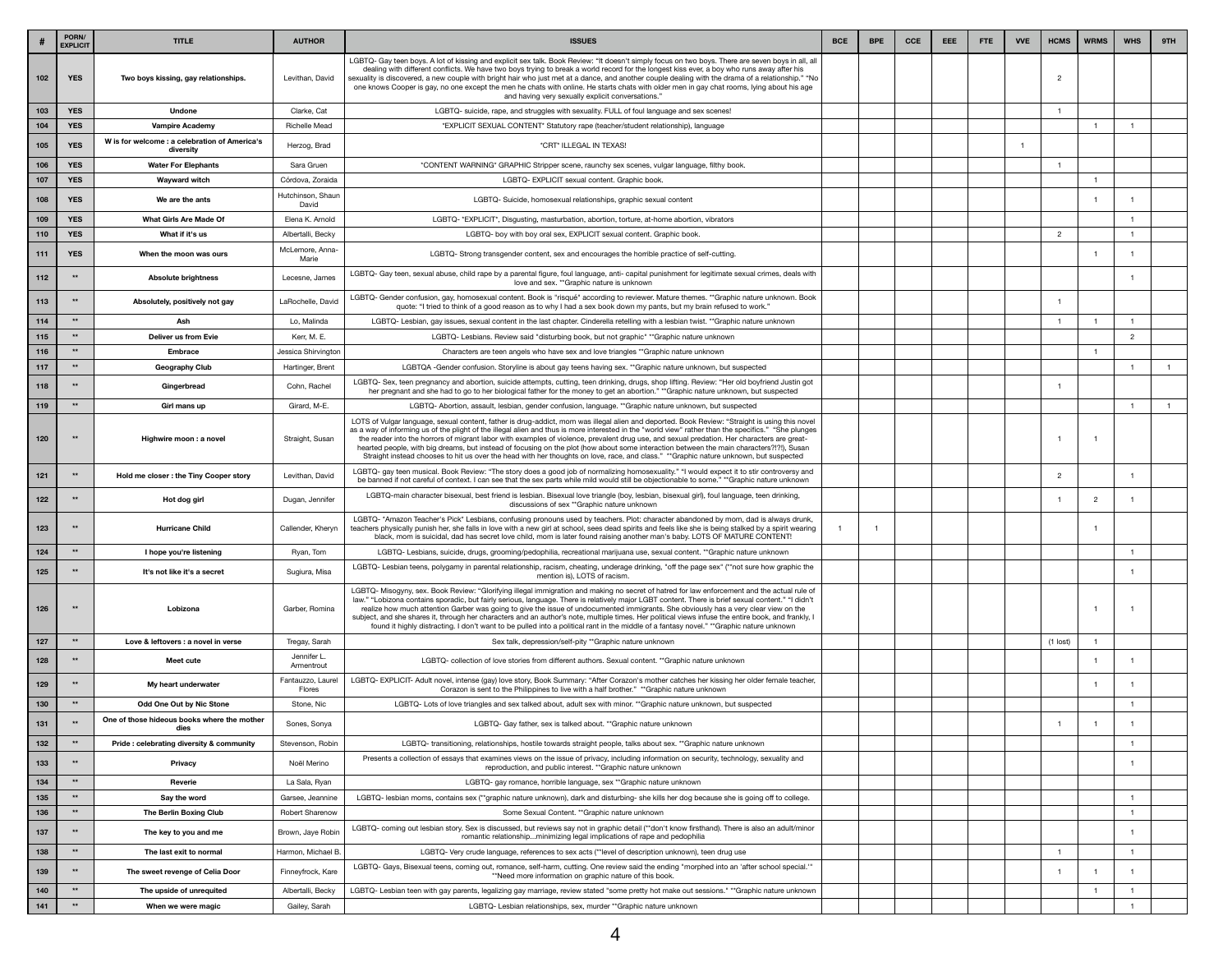| # | PORN/ EXPLICIT | TITLE | AUTHOR | ISSUES | BCE | BPE | CCE | EEE | FTE | VVE | HCMS | WRMS | WHS | 9TH |
|---|---|---|---|---|---|---|---|---|---|---|---|---|---|---|
| 102 | YES | Two boys kissing, gay relationships. | Levithan, David | LGBTQ- Gay teen boys. A lot of kissing and explicit sex talk. Book Review: "It doesn't simply focus on two boys. There are seven boys in all, all dealing with different conflicts. We have two boys trying to break a world record for the longest kiss ever, a boy who runs away after his sexuality is discovered, a new couple with bright hair who just met at a dance, and another couple dealing with the drama of a relationship." "No one knows Cooper is gay, no one except the men he chats with online. He starts chats with older men in gay chat rooms, lying about his age and having very sexually explicit conversations." | | | | | | | 2 | | | |
| 103 | YES | Undone | Clarke, Cat | LGBTQ- suicide, rape, and struggles with sexuality. FULL of foul language and sex scenes! | | | | | | | 1 | | | |
| 104 | YES | Vampire Academy | Richelle Mead | *EXPLICIT SEXUAL CONTENT* Statutory rape (teacher/student relationship), language | | | | | | | | 1 | 1 | |
| 105 | YES | W is for welcome : a celebration of America's diversity | Herzog, Brad | *CRT* ILLEGAL IN TEXAS! | | | | | | 1 | | | | |
| 106 | YES | Water For Elephants | Sara Gruen | *CONTENT WARNING* GRAPHIC Stripper scene, raunchy sex scenes, vulgar language, filthy book. | | | | | | | 1 | | | |
| 107 | YES | Wayward witch | Córdova, Zoraida | LGBTQ- EXPLICIT sexual content. Graphic book. | | | | | | | | 1 | | |
| 108 | YES | We are the ants | Hutchinson, Shaun David | LGBTQ- Suicide, homosexual relationships, graphic sexual content | | | | | | | | 1 | 1 | |
| 109 | YES | What Girls Are Made Of | Elena K. Arnold | LGBTQ- *EXPLICIT*, Disgusting, masturbation, abortion, torture, at-home abortion, vibrators | | | | | | | | | 1 | |
| 110 | YES | What if it's us | Albertalli, Becky | LGBTQ- boy with boy oral sex, EXPLICIT sexual content. Graphic book. | | | | | | | 2 | | 1 | |
| 111 | YES | When the moon was ours | McLemore, Anna-Marie | LGBTQ- Strong transgender content, sex and encourages the horrible practice of self-cutting. | | | | | | | | 1 | 1 | |
| 112 | ** | Absolute brightness | Lecesne, James | LGBTQ- Gay teen, sexual abuse, child rape by a parental figure, foul language, anti- capital punishment for legitimate sexual crimes, deals with love and sex. **Graphic nature is unknown | | | | | | | | | 1 | |
| 113 | ** | Absolutely, positively not gay | LaRochelle, David | LGBTQ- Gender confusion, gay, homosexual content. Book is "risqué" according to reviewer. Mature themes. **Graphic nature unknown. Book quote: "I tried to think of a good reason as to why I had a sex book down my pants, but my brain refused to work." | | | | | | | 1 | | | |
| 114 | ** | Ash | Lo, Malinda | LGBTQ- Lesbian, gay issues, sexual content in the last chapter. Cinderella retelling with a lesbian twist. **Graphic nature unknown | | | | | | | 1 | 1 | 1 | |
| 115 | ** | Deliver us from Evie | Kerr, M. E. | LGBTQ- Lesbians. Review said "disturbing book, but not graphic" **Graphic nature unknown | | | | | | | | | 2 | |
| 116 | ** | Embrace | Jessica Shirvington | Characters are teen angels who have sex and love triangles **Graphic nature unknown | | | | | | | | 1 | | |
| 117 | ** | Geography Club | Hartinger, Brent | LGBTQA -Gender confusion. Storyline is about gay teens having sex. **Graphic nature unknown, but suspected | | | | | | | | | 1 | 1 |
| 118 | ** | Gingerbread | Cohn, Rachel | LGBTQ- Sex, teen pregnancy and abortion, suicide attempts, cutting, teen drinking, drugs, shop lifting. Review: "Her old boyfriend Justin got her pregnant and she had to go to her biological father for the money to get an abortion." **Graphic nature unknown, but suspected | | | | | | | 1 | | | |
| 119 | ** | Girl mans up | Girard, M-E. | LGBTQ- Abortion, assault, lesbian, gender confusion, language. **Graphic nature unknown, but suspected | | | | | | | | | 1 | 1 |
| 120 | ** | Highwire moon : a novel | Straight, Susan | LOTS of Vulgar language, sexual content, father is drug-addict, mom was illegal alien and deported. Book Review: "Straight is using this novel as a way of informing us of the plight of the illegal alien and thus is more interested in the "world view" rather than the specifics." "She plunges the reader into the horrors of migrant labor with examples of violence, prevalent drug use, and sexual predation. Her characters are great-hearted people, with big dreams, but instead of focusing on the plot (how about some interaction between the main characters?!?), Susan Straight instead chooses to hit us over the head with her thoughts on love, race, and class." **Graphic nature unknown, but suspected | | | | | | | 1 | 1 | | |
| 121 | ** | Hold me closer : the Tiny Cooper story | Levithan, David | LGBTQ- gay teen musical. Book Review: "The story does a good job of normalizing homosexuality." "I would expect it to stir controversy and be banned if not careful of context. I can see that the sex parts while mild would still be objectionable to some." **Graphic nature unknown | | | | | | | 2 | | 1 | |
| 122 | ** | Hot dog girl | Dugan, Jennifer | LGBTQ-main character bisexual, best friend is lesbian. Bisexual love triangle (boy, lesbian, bisexual girl), foul language, teen drinking, discussions of sex **Graphic nature unknown | | | | | | | 1 | 2 | 1 | |
| 123 | ** | Hurricane Child | Callender, Kheryn | LGBTQ- "Amazon Teacher's Pick" Lesbians, confusing pronouns used by teachers. Plot: character abandoned by mom, dad is always drunk, teachers physically punish her, she falls in love with a new girl at school, sees dead spirits and feels like she is being stalked by a spirit wearing black, mom is suicidal, dad has secret love child, mom is later found raising another man's baby. LOTS OF MATURE CONTENT! | 1 | 1 | | | | | | 1 | | |
| 124 | ** | I hope you're listening | Ryan, Tom | LGBTQ- Lesbians, suicide, drugs, grooming/pedophilia, recreational marijuana use, sexual content. **Graphic nature unknown | | | | | | | | | 1 | |
| 125 | ** | It's not like it's a secret | Sugiura, Misa | LGBTQ- Lesbian teens, polygamy in parental relationship, racism, cheating, underage drinking, "off the page sex" (**not sure how graphic the mention is), LOTS of racism. | | | | | | | | | 1 | |
| 126 | ** | Lobizona | Garber, Romina | LGBTQ- Misogyny, sex. Book Review: "Glorifying illegal immigration and making no secret of hatred for law enforcement and the actual rule of law." "Lobizona contains sporadic, but fairly serious, language. There is relatively major LGBT content. There is brief sexual content." "I didn't realize how much attention Garber was going to give the issue of undocumented immigrants. She obviously has a very clear view on the subject, and she shares it, through her characters and an author's note, multiple times. Her political views infuse the entire book, and frankly, I found it highly distracting. I don't want to be pulled into a political rant in the middle of a fantasy novel." **Graphic nature unknown | | | | | | | | 1 | 1 | |
| 127 | ** | Love & leftovers : a novel in verse | Tregay, Sarah | Sex talk, depression/self-pity **Graphic nature unknown | | | | | | | (1 lost) | 1 | | |
| 128 | ** | Meet cute | Jennifer L. Armentrout | LGBTQ- collection of love stories from different authors. Sexual content. **Graphic nature unknown | | | | | | | | 1 | 1 | |
| 129 | ** | My heart underwater | Fantauzzo, Laurel Flores | LGBTQ- EXPLICIT- Adult novel, intense (gay) love story, Book Summary: "After Corazon's mother catches her kissing her older female teacher, Corazon is sent to the Philippines to live with a half brother." **Graphic nature unknown | | | | | | | | 1 | 1 | |
| 130 | ** | Odd One Out by Nic Stone | Stone, Nic | LGBTQ- Lots of love triangles and sex talked about, adult sex with minor. **Graphic nature unknown, but suspected | | | | | | | | | 1 | |
| 131 | ** | One of those hideous books where the mother dies | Sones, Sonya | LGBTQ- Gay father, sex is talked about. **Graphic nature unknown | | | | | | | 1 | 1 | 1 | |
| 132 | ** | Pride : celebrating diversity & community | Stevenson, Robin | LGBTQ- transitioning, relationships, hostile towards straight people, talks about sex. **Graphic nature unknown | | | | | | | | | 1 | |
| 133 | ** | Privacy | Noël Merino | Presents a collection of essays that examines views on the issue of privacy, including information on security, technology, sexuality and reproduction, and public interest. **Graphic nature unknown | | | | | | | | | 1 | |
| 134 | ** | Reverie | La Sala, Ryan | LGBTQ- gay romance, horrible language, sex **Graphic nature unknown | | | | | | | | | 1 | |
| 135 | ** | Say the word | Garsee, Jeannine | LGBTQ- lesbian moms, contains sex (**graphic nature unknown), dark and disturbing- she kills her dog because she is going off to college. | | | | | | | | | 1 | |
| 136 | ** | The Berlin Boxing Club | Robert Sharenow | Some Sexual Content. **Graphic nature unknown | | | | | | | | | 1 | |
| 137 | ** | The key to you and me | Brown, Jaye Robin | LGBTQ- coming out lesbian story. Sex is discussed, but reviews say not in graphic detail (**don't know firsthand). There is also an adult/minor romantic relationship...minimizing legal implications of rape and pedophilia | | | | | | | | | 1 | |
| 138 | ** | The last exit to normal | Harmon, Michael B. | LGBTQ- Very crude language, references to sex acts (**level of description unknown), teen drug use | | | | | | | 1 | | 1 | |
| 139 | ** | The sweet revenge of Celia Door | Finneyfrock, Kare | LGBTQ- Gays, Bisexual teens, coming out, romance, self-harm, cutting. One review said the ending "morphed into an 'after school special.'" **Need more information on graphic nature of this book. | | | | | | | 1 | 1 | 1 | |
| 140 | ** | The upside of unrequited | Albertalli, Becky | LGBTQ- Lesbian teen with gay parents, legalizing gay marriage, review stated "some pretty hot make out sessions." **Graphic nature unknown | | | | | | | | 1 | 1 | |
| 141 | ** | When we were magic | Gailey, Sarah | LGBTQ- Lesbian relationships, sex, murder **Graphic nature unknown | | | | | | | | | 1 | |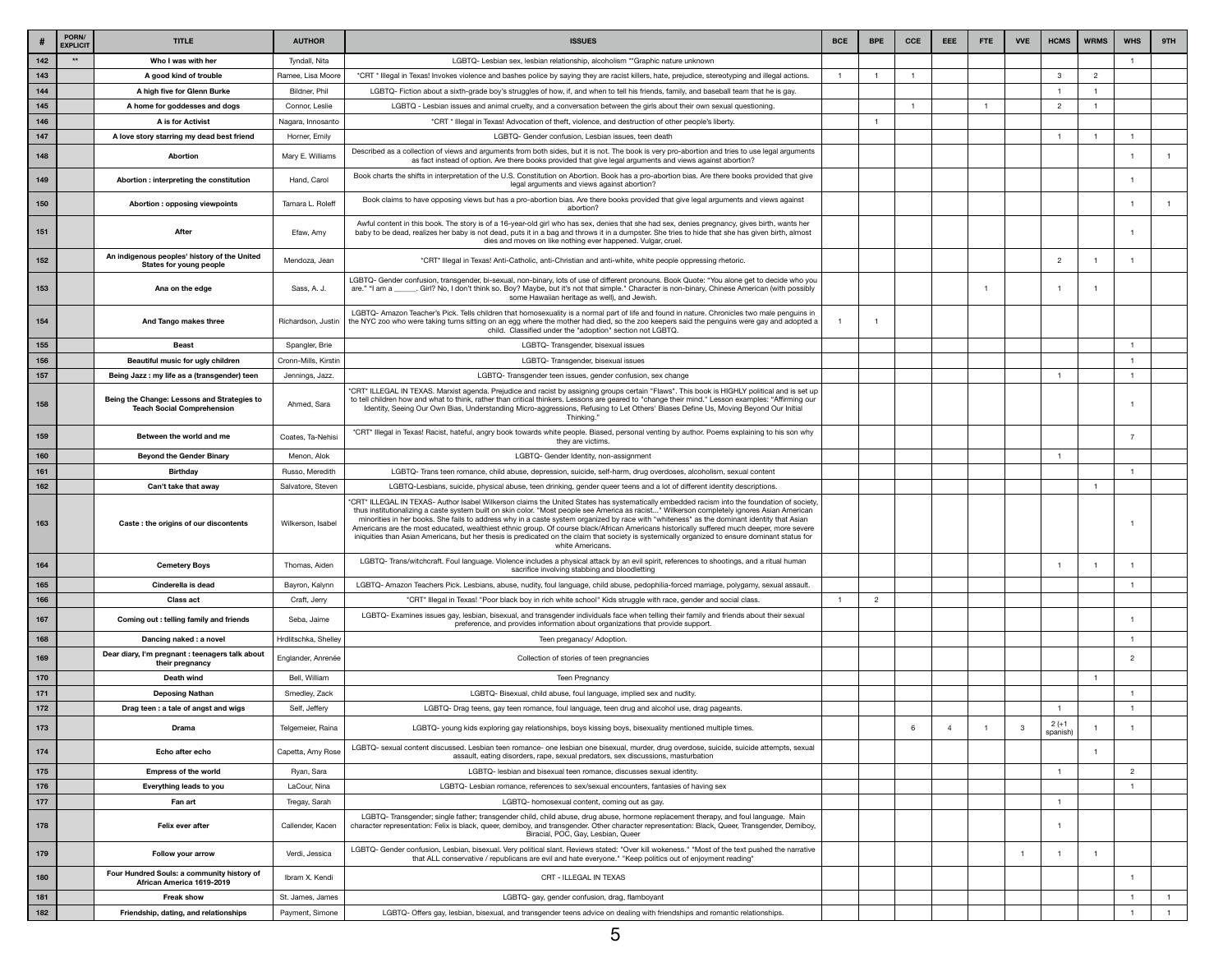| # | PORN/ EXPLICIT | TITLE | AUTHOR | ISSUES | BCE | BPE | CCE | EEE | FTE | VVE | HCMS | WRMS | WHS | 9TH |
|---|---|---|---|---|---|---|---|---|---|---|---|---|---|---|
| 142 | ** | Who I was with her | Tyndall, Nita | LGBTQ- Lesbian sex, lesbian relationship, alcoholism **Graphic nature unknown | | | | | | | | | 1 | |
| 143 | | A good kind of trouble | Ramee, Lisa Moore | "CRT " Illegal in Texas! Invokes violence and bashes police by saying they are racist killers, hate, prejudice, stereotyping and illegal actions. | 1 | 1 | 1 | | | | 3 | 2 | | |
| 144 | | A high five for Glenn Burke | Bildner, Phil | LGBTQ- Fiction about a sixth-grade boy's struggles of how, if, and when to tell his friends, family, and baseball team that he is gay. | | | | | | | 1 | 1 | | |
| 145 | | A home for goddesses and dogs | Connor, Leslie | LGBTQ - Lesbian issues and animal cruelty, and a conversation between the girls about their own sexual questioning. | | | 1 | | 1 | | 2 | 1 | | |
| 146 | | A is for Activist | Nagara, Innosanto | "CRT " Illegal in Texas! Advocation of theft, violence, and destruction of other people's liberty. | | 1 | | | | | | | | |
| 147 | | A love story starring my dead best friend | Horner, Emily | LGBTQ- Gender confusion, Lesbian issues, teen death | | | | | | | 1 | 1 | 1 | |
| 148 | | Abortion | Mary E. Williams | Described as a collection of views and arguments from both sides, but it is not. The book is very pro-abortion and tries to use legal arguments as fact instead of option. Are there books provided that give legal arguments and views against abortion? | | | | | | | | | 1 | 1 |
| 149 | | Abortion : interpreting the constitution | Hand, Carol | Book charts the shifts in interpretation of the U.S. Constitution on Abortion. Book has a pro-abortion bias. Are there books provided that give legal arguments and views against abortion? | | | | | | | | | 1 | |
| 150 | | Abortion : opposing viewpoints | Tamara L. Roleff | Book claims to have opposing views but has a pro-abortion bias. Are there books provided that give legal arguments and views against abortion? | | | | | | | | | 1 | 1 |
| 151 | | After | Efaw, Amy | Awful content in this book. The story is of a 16-year-old girl who has sex, denies that she had sex, denies pregnancy, gives birth, wants her baby to be dead, realizes her baby is not dead, puts it in a bag and throws it in a dumpster. She tries to hide that she has given birth, almost dies and moves on like nothing ever happened. Vulgar, cruel. | | | | | | | | | 1 | |
| 152 | | An indigenous peoples' history of the United States for young people | Mendoza, Jean | "CRT" Illegal in Texas! Anti-Catholic, anti-Christian and anti-white, white people oppressing rhetoric. | | | | | | | 2 | 1 | 1 | |
| 153 | | Ana on the edge | Sass, A. J. | LGBTQ- Gender confusion, transgender, bi-sexual, non-binary, lots of use of different pronouns. Book Quote: "You alone get to decide who you are." "I am a ______. Girl? No, I don't think so. Boy? Maybe, but it's not that simple." Character is non-binary, Chinese American (with possibly some Hawaiian heritage as well), and Jewish. | | | | | 1 | | 1 | 1 | | |
| 154 | | And Tango makes three | Richardson, Justin | LGBTQ- Amazon Teacher's Pick. Tells children that homosexuality is a normal part of life and found in nature. Chronicles two male penguins in the NYC zoo who were taking turns sitting on an egg where the mother had died, so the zoo keepers said the penguins were gay and adopted a child. Classified under the "adoption" section not LGBTQ. | 1 | 1 | | | | | | | | |
| 155 | | Beast | Spangler, Brie | LGBTQ- Transgender, bisexual issues | | | | | | | | | 1 | |
| 156 | | Beautiful music for ugly children | Cronn-Mills, Kirstin | LGBTQ- Transgender, bisexual issues | | | | | | | | | 1 | |
| 157 | | Being Jazz : my life as a (transgender) teen | Jennings, Jazz. | LGBTQ- Transgender teen issues, gender confusion, sex change | | | | | | | 1 | | 1 | |
| 158 | | Being the Change: Lessons and Strategies to Teach Social Comprehension | Ahmed, Sara | "CRT" ILLEGAL IN TEXAS. Marxist agenda. Prejudice and racist by assigning groups certain "Flaws". This book is HIGHLY political and is set up to tell children how and what to think, rather than critical thinkers. Lessons are geared to "change their mind." Lesson examples: "Affirming our Identity, Seeing Our Own Bias, Understanding Micro-aggressions, Refusing to Let Others' Biases Define Us, Moving Beyond Our Initial Thinking." | | | | | | | | | 1 | |
| 159 | | Between the world and me | Coates, Ta-Nehisi | "CRT" Illegal in Texas! Racist, hateful, angry book towards white people. Biased, personal venting by author. Poems explaining to his son why they are victims. | | | | | | | | | 7 | |
| 160 | | Beyond the Gender Binary | Menon, Alok | LGBTQ- Gender Identity, non-assignment | | | | | | | 1 | | | |
| 161 | | Birthday | Russo, Meredith | LGBTQ- Trans teen romance, child abuse, depression, suicide, self-harm, drug overdoses, alcoholism, sexual content | | | | | | | | | 1 | |
| 162 | | Can't take that away | Salvatore, Steven | LGBTQ-Lesbians, suicide, physical abuse, teen drinking, gender queer teens and a lot of different identity descriptions. | | | | | | | | 1 | | |
| 163 | | Caste : the origins of our discontents | Wilkerson, Isabel | "CRT" ILLEGAL IN TEXAS- Author Isabel Wilkerson claims the United States has systematically embedded racism into the foundation of society, thus institutionalizing a caste system built on skin color. "Most people see America as racist..." Wilkerson completely ignores Asian American minorities in her books. She fails to address why in a caste system organized by race with "whiteness" as the dominant identity that Asian Americans are the most educated, wealthiest ethnic group. Of course black/African Americans historically suffered much deeper, more severe iniquities than Asian Americans, but her thesis is predicated on the claim that society is systemically organized to ensure dominant status for white Americans. | | | | | | | | | 1 | |
| 164 | | Cemetery Boys | Thomas, Aiden | LGBTQ- Trans/witchcraft. Foul language. Violence includes a physical attack by an evil spirit, references to shootings, and a ritual human sacrifice involving stabbing and bloodletting | | | | | | | 1 | 1 | 1 | |
| 165 | | Cinderella is dead | Bayron, Kalynn | LGBTQ- Amazon Teachers Pick. Lesbians, abuse, nudity, foul language, child abuse, pedophilia-forced marriage, polygamy, sexual assault. | | | | | | | | | 1 | |
| 166 | | Class act | Craft, Jerry | "CRT" Illegal in Texas! "Poor black boy in rich white school" Kids struggle with race, gender and social class. | 1 | 2 | | | | | | | | |
| 167 | | Coming out : telling family and friends | Seba, Jaime | LGBTQ- Examines issues gay, lesbian, bisexual, and transgender individuals face when telling their family and friends about their sexual preference, and provides information about organizations that provide support. | | | | | | | | | 1 | |
| 168 | | Dancing naked : a novel | Hrdlitschka, Shelley | Teen preganacy/ Adoption. | | | | | | | | | 1 | |
| 169 | | Dear diary, I'm pregnant : teenagers talk about their pregnancy | Englander, Annrenée | Collection of stories of teen pregnancies | | | | | | | | | 2 | |
| 170 | | Death wind | Bell, William | Teen Pregnancy | | | | | | | | 1 | | |
| 171 | | Deposing Nathan | Smedley, Zack | LGBTQ- Bisexual, child abuse, foul language, implied sex and nudity. | | | | | | | | | 1 | |
| 172 | | Drag teen : a tale of angst and wigs | Self, Jeffery | LGBTQ- Drag teens, gay teen romance, foul language, teen drug and alcohol use, drag pageants. | | | | | | | 1 | | 1 | |
| 173 | | Drama | Telgemeier, Raina | LGBTQ- young kids exploring gay relationships, boys kissing boys, bisexuality mentioned multiple times. | | | 6 | 4 | 1 | 3 | 2 (+1 spanish) | 1 | 1 | |
| 174 | | Echo after echo | Capetta, Amy Rose | LGBTQ- sexual content discussed. Lesbian teen romance- one lesbian one bisexual, murder, drug overdose, suicide, suicide attempts, sexual assault, eating disorders, rape, sexual predators, sex discussions, masturbation | | | | | | | | 1 | | |
| 175 | | Empress of the world | Ryan, Sara | LGBTQ- lesbian and bisexual teen romance, discusses sexual identity. | | | | | | | 1 | | 2 | |
| 176 | | Everything leads to you | LaCour, Nina | LGBTQ- Lesbian romance, references to sex/sexual encounters, fantasies of having sex | | | | | | | | | 1 | |
| 177 | | Fan art | Tregay, Sarah | LGBTQ- homosexual content, coming out as gay. | | | | | | | 1 | | | |
| 178 | | Felix ever after | Callender, Kacen | LGBTQ- Transgender; single father; transgender child, child abuse, drug abuse, hormone replacement therapy, and foul language. Main character representation: Felix is black, queer, demiboy, and transgender. Other character representation: Black, Queer, Transgender, Demiboy, Biracial, POC, Gay, Lesbian, Queer | | | | | | | 1 | | | |
| 179 | | Follow your arrow | Verdi, Jessica | LGBTQ- Gender confusion, Lesbian, bisexual. Very political slant. Reviews stated: "Over kill wokeness." "Most of the text pushed the narrative that ALL conservative / republicans are evil and hate everyone." "Keep politics out of enjoyment reading" | | | | | | 1 | 1 | 1 | | |
| 180 | | Four Hundred Souls: a community history of African America 1619-2019 | Ibram X. Kendi | CRT - ILLEGAL IN TEXAS | | | | | | | | | 1 | |
| 181 | | Freak show | St. James, James | LGBTQ- gay, gender confusion, drag, flamboyant | | | | | | | | | 1 | 1 |
| 182 | | Friendship, dating, and relationships | Payment, Simone | LGBTQ- Offers gay, lesbian, bisexual, and transgender teens advice on dealing with friendships and romantic relationships. | | | | | | | | | 1 | 1 |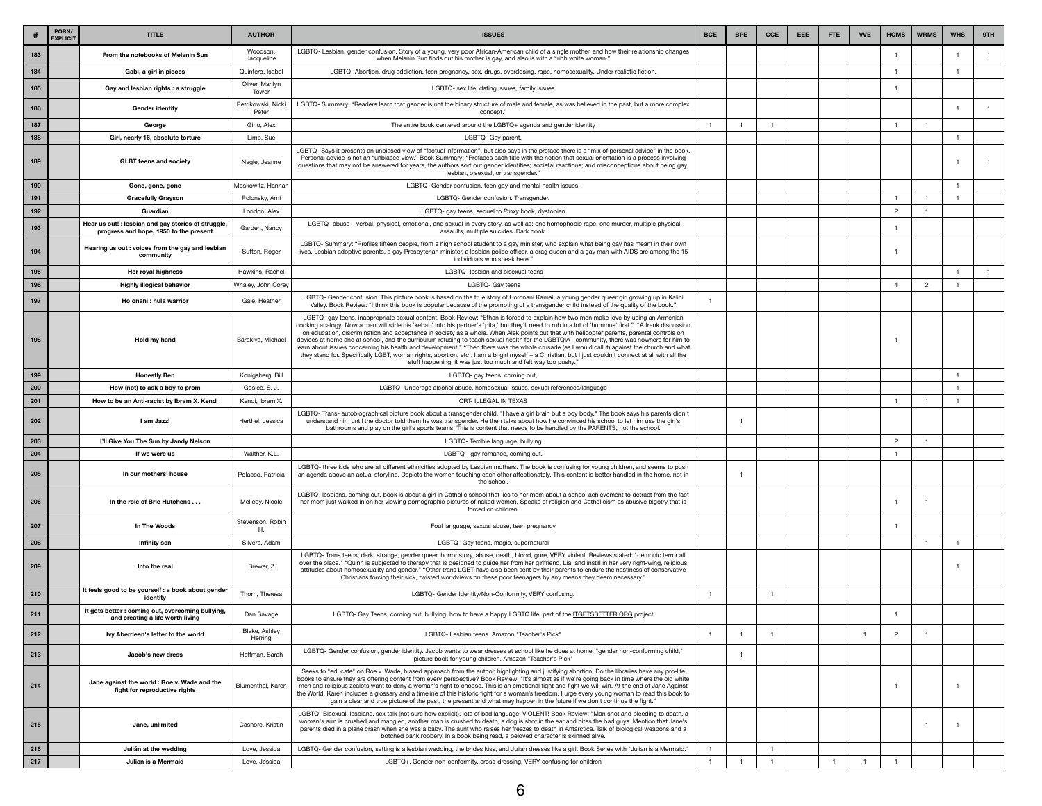| # | PORN/ EXPLICIT | TITLE | AUTHOR | ISSUES | BCE | BPE | CCE | EEE | FTE | VVE | HCMS | WRMS | WHS | 9TH |
|---|---|---|---|---|---|---|---|---|---|---|---|---|---|---|
| 183 | | From the notebooks of Melanin Sun | Woodson, Jacqueline | LGBTQ- Lesbian, gender confusion. Story of a young, very poor African-American child of a single mother, and how their relationship changes when Melanin Sun finds out his mother is gay, and also is with a "rich white woman." | | | | | | | 1 | | 1 | 1 |
| 184 | | Gabi, a girl in pieces | Quintero, Isabel | LGBTQ- Abortion, drug addiction, teen pregnancy, sex, drugs, overdosing, rape, homosexuality. Under realistic fiction. | | | | | | | 1 | | 1 | |
| 185 | | Gay and lesbian rights : a struggle | Oliver, Marilyn Tower | LGBTQ- sex life, dating issues, family issues | | | | | | | 1 | | | |
| 186 | | Gender identity | Petrikowski, Nicki Peter | LGBTQ- Summary: "Readers learn that gender is not the binary structure of male and female, as was believed in the past, but a more complex concept." | | | | | | | | | 1 | 1 |
| 187 | | George | Gino, Alex | The entire book centered around the LGBTQ+ agenda and gender identity | 1 | 1 | 1 | | | | 1 | 1 | | |
| 188 | | Girl, nearly 16, absolute torture | Limb, Sue | LGBTQ- Gay parent. | | | | | | | | | 1 | |
| 189 | | GLBT teens and society | Nagle, Jeanne | LGBTQ- Says it presents an unbiased view of "factual information", but also says in the preface there is a "mix of personal advice" in the book. Personal advice is not an "unbiased view." Book Summary: "Prefaces each title with the notion that sexual orientation is a process involving questions that may not be answered for years, the authors sort out gender identities; societal reactions; and misconceptions about being gay, lesbian, bisexual, or transgender." | | | | | | | | | 1 | 1 |
| 190 | | Gone, gone, gone | Moskowitz, Hannah | LGBTQ- Gender confusion, teen gay and mental health issues. | | | | | | | | | 1 | |
| 191 | | Gracefully Grayson | Polonsky, Ami | LGBTQ- Gender confusion. Transgender. | | | | | | | 1 | 1 | 1 | |
| 192 | | Guardian | London, Alex | LGBTQ- gay teens, sequel to *Proxy* book, dystopian | | | | | | | 2 | 1 | | |
| 193 | | Hear us out! : lesbian and gay stories of struggle, progress and hope, 1950 to the present | Garden, Nancy | LGBTQ- abuse --verbal, physical, emotional, and sexual in every story, as well as: one homophobic rape, one murder, multiple physical assaults, multiple suicides. Dark book. | | | | | | | 1 | | | |
| 194 | | Hearing us out : voices from the gay and lesbian community | Sutton, Roger | LGBTQ- Summary: "Profiles fifteen people, from a high school student to a gay minister, who explain what being gay has meant in their own lives. Lesbian adoptive parents, a gay Presbyterian minister, a lesbian police officer, a drag queen and a gay man with AIDS are among the 15 individuals who speak here." | | | | | | | 1 | | | |
| 195 | | Her royal highness | Hawkins, Rachel | LGBTQ- lesbian and bisexual teens | | | | | | | | | 1 | 1 |
| 196 | | Highly illogical behavior | Whaley, John Corey | LGBTQ- Gay teens | | | | | | | 4 | 2 | 1 | |
| 197 | | Ho'onani : hula warrior | Gale, Heather | LGBTQ- Gender confusion. This picture book is based on the true story of Ho'onani Kamai, a young gender queer girl growing up in Kalihi Valley. Book Review: "I think this book is popular because of the prompting of a transgender child instead of the quality of the book." | 1 | | | | | | | | | |
| 198 | | Hold my hand | Barakiva, Michael | LGBTQ- gay teens, inappropriate sexual content. Book Review: "Ethan is forced to explain how two men make love by using an Armenian cooking analogy: Now a man will slide his 'kebab' into his partner's 'pita,' but they'll need to rub in a lot of 'hummus' first." "A frank discussion on education, discrimination and acceptance in society as a whole. When Alek points out that with helicopter parents, parental controls on devices at home and at school, and the curriculum refusing to teach sexual health for the LGBTQIA+ community, there was nowhere for him to learn about issues concerning his health and development." "Then there was the whole crusade (as I would call it) against the church and what they stand for. Specifically LGBT, woman rights, abortion, etc.. I am a bi girl myself + a Christian, but I just couldn't connect at all with all the stuff happening, it was just too much and felt way too pushy." | | | | | | | 1 | | | |
| 199 | | Honestly Ben | Konigsberg, Bill | LGBTQ- gay teens, coming out, | | | | | | | | | 1 | |
| 200 | | How (not) to ask a boy to prom | Goslee, S. J. | LGBTQ- Underage alcohol abuse, homosexual issues, sexual references/language | | | | | | | | | 1 | |
| 201 | | How to be an Anti-racist by Ibram X. Kendi | Kendi, Ibram X. | CRT- ILLEGAL IN TEXAS | | | | | | | 1 | 1 | 1 | |
| 202 | | I am Jazz! | Herthel, Jessica | LGBTQ- Trans- autobiographical picture book about a transgender child. "I have a girl brain but a boy body." The book says his parents didn't understand him until the doctor told them he was transgender. He then talks about how he convinced his school to let him use the girl's bathrooms and play on the girl's sports teams. This is content that needs to be handled by the PARENTS, not the school. | | 1 | | | | | | | | |
| 203 | | I'll Give You The Sun by Jandy Nelson | | LGBTQ- Terrible language, bullying | | | | | | | 2 | 1 | | |
| 204 | | If we were us | Walther, K.L. | LGBTQ- gay romance, coming out. | | | | | | | 1 | | | |
| 205 | | In our mothers' house | Polacco, Patricia | LGBTQ- three kids who are all different ethnicities adopted by Lesbian mothers. The book is confusing for young children, and seems to push an agenda above an actual storyline. Depicts the women touching each other affectionately. This content is better handled in the home, not in the school. | | 1 | | | | | | | | |
| 206 | | In the role of Brie Hutchens . . . | Melleby, Nicole | LGBTQ- lesbians, coming out, book is about a girl in Catholic school that lies to her mom about a school achievement to detract from the fact her mom just walked in on her viewing pornographic pictures of naked women. Speaks of religion and Catholicism as abusive bigotry that is forced on children. | | | | | | | 1 | 1 | | |
| 207 | | In The Woods | Stevenson, Robin H. | Foul language, sexual abuse, teen pregnancy | | | | | | | 1 | | | |
| 208 | | Infinity son | Silvera, Adam | LGBTQ- Gay teens, magic, supernatural | | | | | | | | 1 | 1 | |
| 209 | | Into the real | Brewer, Z | LGBTQ- Trans teens, dark, strange, gender queer, horror story, abuse, death, blood, gore, VERY violent. Reviews stated: "demonic terror all over the place." "Quinn is subjected to therapy that is designed to guide her from her girlfriend, Lia, and instill in her very right-wing, religious attitudes about homosexuality and gender." "Other trans LGBT have also been sent by their parents to endure the nastiness of conservative Christians forcing their sick, twisted worldviews on these poor teenagers by any means they deem necessary." | | | | | | | | | 1 | |
| 210 | | It feels good to be yourself : a book about gender identity | Thorn, Theresa | LGBTQ- Gender Identity/Non-Conformity, VERY confusing. | 1 | | 1 | | | | | | | |
| 211 | | It gets better : coming out, overcoming bullying, and creating a life worth living | Dan Savage | LGBTQ- Gay Teens, coming out, bullying, how to have a happy LGBTQ life, part of the ITGETSBETTER.ORG project | | | | | | | 1 | | | |
| 212 | | Ivy Aberdeen's letter to the world | Blake, Ashley Herring | LGBTQ- Lesbian teens. Amazon "Teacher's Pick" | 1 | 1 | 1 | | | 1 | 2 | 1 | | |
| 213 | | Jacob's new dress | Hoffman, Sarah | LGBTQ- Gender confusion, gender identity. Jacob wants to wear dresses at school like he does at home, "gender non-conforming child," picture book for young children. Amazon "Teacher's Pick" | | 1 | | | | | | | | |
| 214 | | Jane against the world : Roe v. Wade and the fight for reproductive rights | Blumenthal, Karen | Seeks to "educate" on Roe v. Wade, biased approach from the author, highlighting and justifying abortion. Do the libraries have any pro-life books to ensure they are offering content from every perspective? Book Review: "It's almost as if we're going back in time where the old white men and religious zealots want to deny a woman's right to choose. This is an emotional fight and fight we will win. At the end of Jane Against the World, Karen includes a glossary and a timeline of this historic fight for a woman's freedom. I urge every young woman to read this book to gain a clear and true picture of the past, the present and what may happen in the future if we don't continue the fight." | | | | | | | 1 | | 1 | |
| 215 | | Jane, unlimited | Cashore, Kristin | LGBTQ- Bisexual, lesbians, sex talk (not sure how explicit), lots of bad language, VIOLENT! Book Review: "Man shot and bleeding to death, a woman's arm is crushed and mangled, another man is crushed to death, a dog is shot in the ear and bites the bad guys. Mention that Jane's parents died in a plane crash when she was a baby. The aunt who raises her freezes to death in Antarctica. Talk of biological weapons and a botched bank robbery. In a book being read, a beloved character is skinned alive. | | | | | | | | 1 | 1 | |
| 216 | | Julián at the wedding | Love, Jessica | LGBTQ- Gender confusion, setting is a lesbian wedding, the brides kiss, and Julian dresses like a girl. Book Series with "Julian is a Mermaid." | 1 | | 1 | | | | | | | |
| 217 | | Julian is a Mermaid | Love, Jessica | LGBTQ+, Gender non-conformity, cross-dressing, VERY confusing for children | 1 | 1 | 1 | | 1 | 1 | 1 | | | |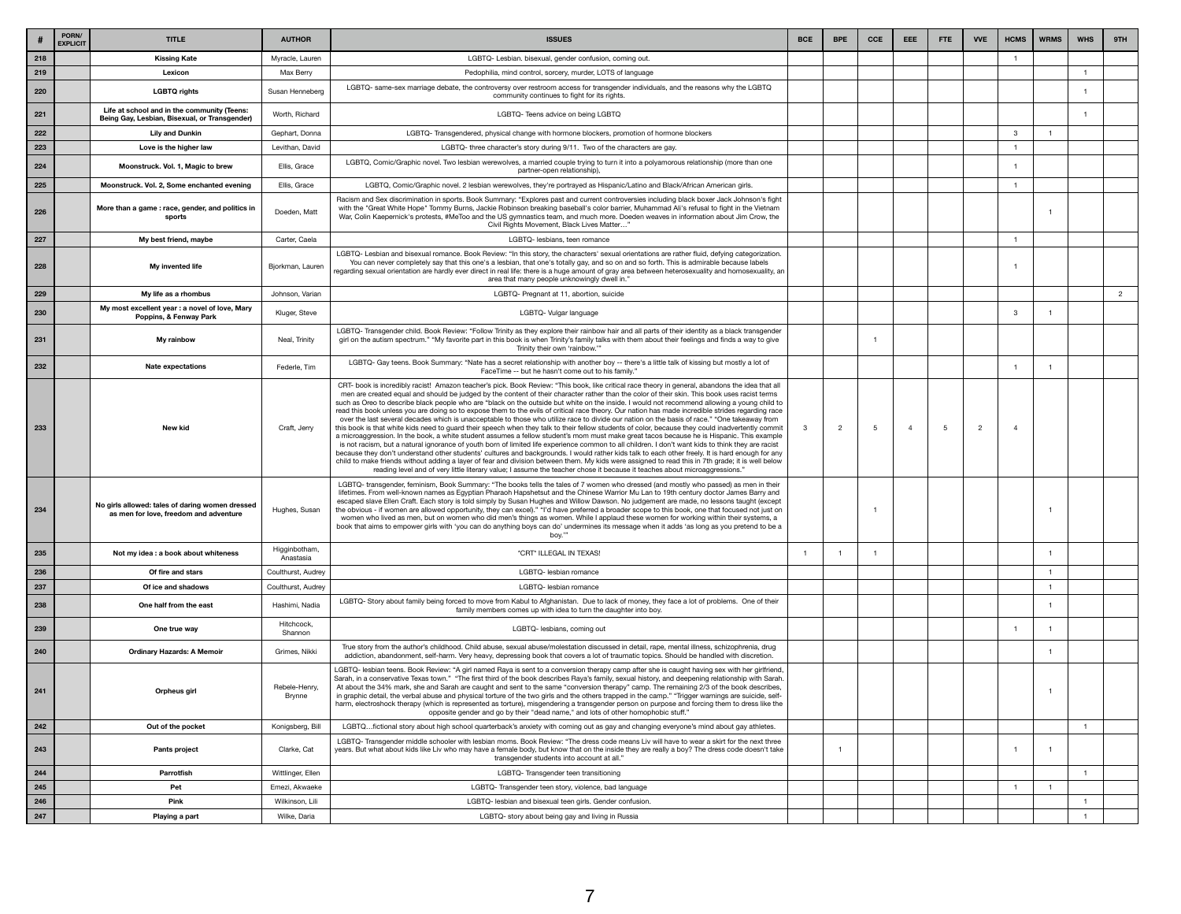| # | PORN/ EXPLICIT | TITLE | AUTHOR | ISSUES | BCE | BPE | CCE | EEE | FTE | VVE | HCMS | WRMS | WHS | 9TH |
|---|---|---|---|---|---|---|---|---|---|---|---|---|---|---|
| 218 | | **Kissing Kate** | Myracle, Lauren | LGBTQ- Lesbian. bisexual, gender confusion, coming out. | | | | | | | 1 | | | |
| 219 | | **Lexicon** | Max Berry | Pedophilia, mind control, sorcery, murder, LOTS of language | | | | | | | | | 1 | |
| 220 | | **LGBTQ rights** | Susan Henneberg | LGBTQ- same-sex marriage debate, the controversy over restroom access for transgender individuals, and the reasons why the LGBTQ community continues to fight for its rights. | | | | | | | | | 1 | |
| 221 | | **Life at school and in the community (Teens: Being Gay, Lesbian, Bisexual, or Transgender)** | Worth, Richard | LGBTQ- Teens advice on being LGBTQ | | | | | | | | | 1 | |
| 222 | | **Lily and Dunkin** | Gephart, Donna | LGBTQ- Transgendered, physical change with hormone blockers, promotion of hormone blockers | | | | | | | 3 | 1 | | |
| 223 | | **Love is the higher law** | Levithan, David | LGBTQ- three character's story during 9/11. Two of the characters are gay. | | | | | | | 1 | | | |
| 224 | | **Moonstruck. Vol. 1, Magic to brew** | Ellis, Grace | LGBTQ, Comic/Graphic novel. Two lesbian werewolves, a married couple trying to turn it into a polyamorous relationship (more than one partner-open relationship), | | | | | | | 1 | | | |
| 225 | | **Moonstruck. Vol. 2, Some enchanted evening** | Ellis, Grace | LGBTQ, Comic/Graphic novel. 2 lesbian werewolves, they're portrayed as Hispanic/Latino and Black/African American girls. | | | | | | | 1 | | | |
| 226 | | **More than a game : race, gender, and politics in sports** | Doeden, Matt | Racism and Sex discrimination in sports. Book Summary: "Explores past and current controversies including black boxer Jack Johnson's fight with the "Great White Hope" Tommy Burns, Jackie Robinson breaking baseball's color barrier, Muhammad Ali's refusal to fight in the Vietnam War, Colin Kaepernick's protests, #MeToo and the US gymnastics team, and much more. Doeden weaves in information about Jim Crow, the Civil Rights Movement, Black Lives Matter…" | | | | | | | | 1 | | |
| 227 | | **My best friend, maybe** | Carter, Caela | LGBTQ- lesbians, teen romance | | | | | | | 1 | | | |
| 228 | | **My invented life** | Bjorkman, Lauren | LGBTQ- Lesbian and bisexual romance. Book Review: "In this story, the characters' sexual orientations are rather fluid, defying categorization. You can never completely say that this one's a lesbian, that one's totally gay, and so on and so forth. This is admirable because labels regarding sexual orientation are hardly ever direct in real life: there is a huge amount of gray area between heterosexuality and homosexuality, an area that many people unknowingly dwell in." | | | | | | | 1 | | | |
| 229 | | **My life as a rhombus** | Johnson, Varian | LGBTQ- Pregnant at 11, abortion, suicide | | | | | | | | | | 2 |
| 230 | | **My most excellent year : a novel of love, Mary Poppins, & Fenway Park** | Kluger, Steve | LGBTQ- Vulgar language | | | | | | | 3 | 1 | | |
| 231 | | **My rainbow** | Neal, Trinity | LGBTQ- Transgender child. Book Review: "Follow Trinity as they explore their rainbow hair and all parts of their identity as a black transgender girl on the autism spectrum." "My favorite part in this book is when Trinity's family talks with them about their feelings and finds a way to give Trinity their own 'rainbow.'" | | | 1 | | | | | | | |
| 232 | | **Nate expectations** | Federle, Tim | LGBTQ- Gay teens. Book Summary: "Nate has a secret relationship with another boy -- there's a little talk of kissing but mostly a lot of FaceTime -- but he hasn't come out to his family." | | | | | | | 1 | 1 | | |
| 233 | | **New kid** | Craft, Jerry | CRT- book is incredibly racist! Amazon teacher's pick. Book Review: "This book, like critical race theory in general, abandons the idea that all men are created equal and should be judged by the content of their character rather than the color of their skin. This book uses racist terms such as Oreo to describe black people who are "black on the outside but white on the inside. I would not recommend allowing a young child to read this book unless you are doing so to expose them to the evils of critical race theory. Our nation has made incredible strides regarding race over the last several decades which is unacceptable to those who utilize race to divide our nation on the basis of race." "One takeaway from this book is that white kids need to guard their speech when they talk to their fellow students of color, because they could inadvertently commit a microaggression. In the book, a white student assumes a fellow student's mom must make great tacos because he is Hispanic. This example is not racism, but a natural ignorance of youth born of limited life experience common to all children. I don't want kids to think they are racist because they don't understand other students' cultures and backgrounds. I would rather kids talk to each other freely. It is hard enough for any child to make friends without adding a layer of fear and division between them. My kids were assigned to read this in 7th grade; it is well below reading level and of very little literary value; I assume the teacher chose it because it teaches about microaggressions." | 3 | 2 | 5 | 4 | 5 | 2 | 4 | | | |
| 234 | | **No girls allowed: tales of daring women dressed as men for love, freedom and adventure** | Hughes, Susan | LGBTQ- transgender, feminism, Book Summary: "The books tells the tales of 7 women who dressed (and mostly who passed) as men in their lifetimes. From well-known names as Egyptian Pharaoh Hapshetsut and the Chinese Warrior Mu Lan to 19th century doctor James Barry and escaped slave Ellen Craft. Each story is told simply by Susan Hughes and Willow Dawson. No judgement are made, no lessons taught (except the obvious - if women are allowed opportunity, they can excel)." "I'd have preferred a broader scope to this book, one that focused not just on women who lived as men, but on women who did men's things as women. While I applaud these women for working within their systems, a book that aims to empower girls with 'you can do anything boys can do' undermines its message when it adds 'as long as you pretend to be a boy.'" | | | 1 | | | | | 1 | | |
| 235 | | **Not my idea : a book about whiteness** | Higginbotham, Anastasia | "CRT" ILLEGAL IN TEXAS! | 1 | 1 | 1 | | | | | 1 | | |
| 236 | | **Of fire and stars** | Coulthurst, Audrey | LGBTQ- lesbian romance | | | | | | | | 1 | | |
| 237 | | **Of ice and shadows** | Coulthurst, Audrey | LGBTQ- lesbian romance | | | | | | | | 1 | | |
| 238 | | **One half from the east** | Hashimi, Nadia | LGBTQ- Story about family being forced to move from Kabul to Afghanistan. Due to lack of money, they face a lot of problems. One of their family members comes up with idea to turn the daughter into boy. | | | | | | | | 1 | | |
| 239 | | **One true way** | Hitchcock, Shannon | LGBTQ- lesbians, coming out | | | | | | | 1 | 1 | | |
| 240 | | **Ordinary Hazards: A Memoir** | Grimes, Nikki | True story from the author's childhood. Child abuse, sexual abuse/molestation discussed in detail, rape, mental illness, schizophrenia, drug addiction, abandonment, self-harm. Very heavy, depressing book that covers a lot of traumatic topics. Should be handled with discretion. | | | | | | | | 1 | | |
| 241 | | **Orpheus girl** | Rebele-Henry, Brynne | LGBTQ- lesbian teens. Book Review: "A girl named Raya is sent to a conversion therapy camp after she is caught having sex with her girlfriend, Sarah, in a conservative Texas town." "The first third of the book describes Raya's family, sexual history, and deepening relationship with Sarah. At about the 34% mark, she and Sarah are caught and sent to the same "conversion therapy" camp. The remaining 2/3 of the book describes, in graphic detail, the verbal abuse and physical torture of the two girls and the others trapped in the camp." "Trigger warnings are suicide, self-harm, electroshock therapy (which is represented as torture), misgendering a transgender person on purpose and forcing them to dress like the opposite gender and go by their "dead name," and lots of other homophobic stuff." | | | | | | | | 1 | | |
| 242 | | **Out of the pocket** | Konigsberg, Bill | LGBTQ…fictional story about high school quarterback's anxiety with coming out as gay and changing everyone's mind about gay athletes. | | | | | | | | | 1 | |
| 243 | | **Pants project** | Clarke, Cat | LGBTQ- Transgender middle schooler with lesbian moms. Book Review: "The dress code means Liv will have to wear a skirt for the next three years. But what about kids like Liv who may have a female body, but know that on the inside they are really a boy? The dress code doesn't take transgender students into account at all." | | 1 | | | | | 1 | 1 | | |
| 244 | | **Parrotfish** | Wittlinger, Ellen | LGBTQ- Transgender teen transitioning | | | | | | | | | 1 | |
| 245 | | **Pet** | Emezi, Akwaeke | LGBTQ- Transgender teen story, violence, bad language | | | | | | | 1 | 1 | | |
| 246 | | **Pink** | Wilkinson, Lili | LGBTQ- lesbian and bisexual teen girls. Gender confusion. | | | | | | | | | 1 | |
| 247 | | **Playing a part** | Wilke, Daria | LGBTQ- story about being gay and living in Russia | | | | | | | | | 1 | |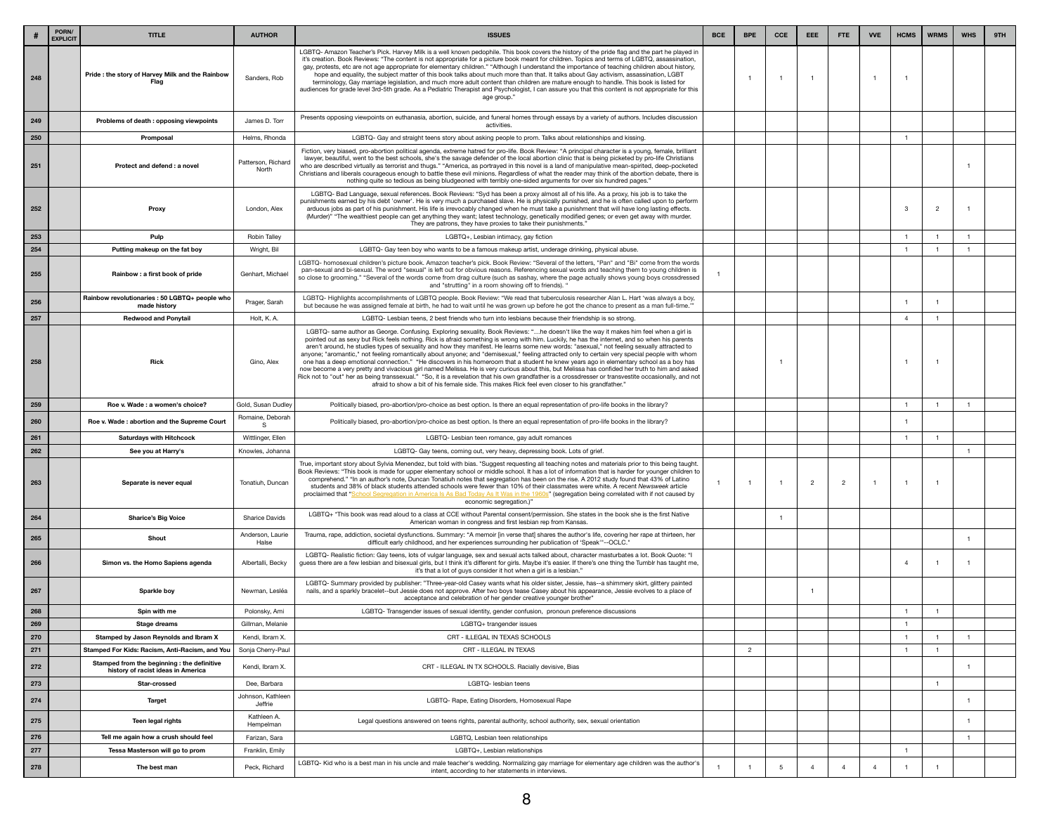| # | PORN/ EXPLICIT | TITLE | AUTHOR | ISSUES | BCE | BPE | CCE | EEE | FTE | VVE | HCMS | WRMS | WHS | 9TH |
|---|---|---|---|---|---|---|---|---|---|---|---|---|---|---|
| 248 | | Pride : the story of Harvey Milk and the Rainbow Flag | Sanders, Rob | LGBTQ- Amazon Teacher's Pick. Harvey Milk is a well known pedophile. This book covers the history of the pride flag and the part he played in it's creation. Book Reviews: "The content is not appropriate for a picture book meant for children. Topics and terms of LGBTQ, assassination, gay, protests, etc are not age appropriate for elementary children." "Although I understand the importance of teaching children about history, hope and equality, the subject matter of this book talks about much more than that. It talks about Gay activism, assassination, LGBT terminology, Gay marriage legislation, and much more adult content than children are mature enough to handle. This book is listed for audiences for grade level 3rd-5th grade. As a Pediatric Therapist and Psychologist, I can assure you that this content is not appropriate for this age group." | | 1 | 1 | 1 | | 1 | 1 | | | |
| 249 | | Problems of death : opposing viewpoints | James D. Torr | Presents opposing viewpoints on euthanasia, abortion, suicide, and funeral homes through essays by a variety of authors. Includes discussion activities. | | | | | | | | | | |
| 250 | | Promposal | Helms, Rhonda | LGBTQ- Gay and straight teens story about asking people to prom. Talks about relationships and kissing. | | | | | | | 1 | | | |
| 251 | | Protect and defend : a novel | Patterson, Richard North | Fiction, very biased, pro-abortion political agenda, extreme hatred for pro-life. Book Review: "A principal character is a young, female, brilliant lawyer, beautiful, went to the best schools, she's the savage defender of the local abortion clinic that is being picketed by pro-life Christians who are described virtually as terrorist and thugs." "America, as portrayed in this novel is a land of manipulative mean-spirited, deep-pocketed Christians and liberals courageous enough to battle these evil minions. Regardless of what the reader may think of the abortion debate, there is nothing quite so tedious as being bludgeoned with terribly one-sided arguments for over six hundred pages." | | | | | | | | | 1 | |
| 252 | | Proxy | London, Alex | LGBTQ- Bad Language, sexual references. Book Reviews: "Syd has been a proxy almost all of his life. As a proxy, his job is to take the punishments earned by his debt 'owner'. He is very much a purchased slave. He is physically punished, and he is often called upon to perform arduous jobs as part of his punishment. His life is irrevocably changed when he must take a punishment that will have long lasting effects. (Murder)" "The wealthiest people can get anything they want; latest technology, genetically modified genes; or even get away with murder. They are patrons, they have proxies to take their punishments." | | | | | | | 3 | 2 | 1 | |
| 253 | | Pulp | Robin Talley | LGBTQ+, Lesbian intimacy, gay fiction | | | | | | | 1 | 1 | 1 | |
| 254 | | Putting makeup on the fat boy | Wright, Bil | LGBTQ- Gay teen boy who wants to be a famous makeup artist, underage drinking, physical abuse. | | | | | | | 1 | 1 | 1 | |
| 255 | | Rainbow : a first book of pride | Genhart, Michael | LGBTQ- homosexual children's picture book. Amazon teacher's pick. Book Review: "Several of the letters, "Pan" and "Bi" come from the words pan-sexual and bi-sexual. The word "sexual" is left out for obvious reasons. Referencing sexual words and teaching them to young children is so close to grooming." "Several of the words come from drag culture (such as sashay, where the page actually shows young boys crossdressed and "strutting" in a room showing off to friends). " | 1 | | | | | | | | | |
| 256 | | Rainbow revolutionaries : 50 LGBTQ+ people who made history | Prager, Sarah | LGBTQ- Highlights accomplishments of LGBTQ people. Book Review: "We read that tuberculosis researcher Alan L. Hart 'was always a boy, but because he was assigned female at birth, he had to wait until he was grown up before he got the chance to present as a man full-time.'" | | | | | | | 1 | 1 | | |
| 257 | | Redwood and Ponytail | Holt, K. A. | LGBTQ- Lesbian teens, 2 best friends who turn into lesbians because their friendship is so strong. | | | | | | | 4 | 1 | | |
| 258 | | Rick | Gino, Alex | LGBTQ- same author as George. Confusing. Exploring sexuality. Book Reviews: "…he doesn't like the way it makes him feel when a girl is pointed out as sexy but Rick feels nothing. Rick is afraid something is wrong with him. Luckily, he has the internet, and so when his parents aren't around, he studies types of sexuality and how they manifest. He learns some new words: "asexual," not feeling sexually attracted to anyone; "aromantic," not feeling romantically about anyone; and "demisexual," feeling attracted only to certain very special people with whom one has a deep emotional connection." "He discovers in his homeroom that a student he knew years ago in elementary school as a boy has now become a very pretty and vivacious girl named Melissa. He is very curious about this, but Melissa has confided her truth to him and asked Rick not to "out" her as being transsexual." "So, it is a revelation that his own grandfather is a crossdresser or transvestite occasionally, and not afraid to show a bit of his female side. This makes Rick feel even closer to his grandfather." | | | 1 | | | | 1 | 1 | | |
| 259 | | Roe v. Wade : a women's choice? | Gold, Susan Dudley | Politically biased, pro-abortion/pro-choice as best option. Is there an equal representation of pro-life books in the library? | | | | | | | 1 | 1 | 1 | |
| 260 | | Roe v. Wade : abortion and the Supreme Court | Romaine, Deborah S | Politically biased, pro-abortion/pro-choice as best option. Is there an equal representation of pro-life books in the library? | | | | | | | 1 | | | |
| 261 | | Saturdays with Hitchcock | Wittlinger, Ellen | LGBTQ- Lesbian teen romance, gay adult romances | | | | | | | 1 | 1 | | |
| 262 | | See you at Harry's | Knowles, Johanna | LGBTQ- Gay teens, coming out, very heavy, depressing book. Lots of grief. | | | | | | | | | 1 | |
| 263 | | Separate is never equal | Tonatiuh, Duncan | True, important story about Sylvia Menendez, but told with bias. "Suggest requesting all teaching notes and materials prior to this being taught. Book Reviews: "This book is made for upper elementary school or middle school. It has a lot of information that is harder for younger children to comprehend." "In an author's note, Duncan Tonatiuh notes that segregation has been on the rise. A 2012 study found that 43% of Latino students and 38% of black students attended schools were fewer than 10% of their classmates were white. A recent *Newsweek* article proclaimed that "School Segregation in America Is As Bad Today As It Was in the 1960s" (segregation being correlated with if not caused by economic segregation.)" | 1 | 1 | 1 | 2 | 2 | 1 | 1 | 1 | | |
| 264 | | Sharice's Big Voice | Sharice Davids | LGBTQ+ "This book was read aloud to a class at CCE without Parental consent/permission. She states in the book she is the first Native American woman in congress and first lesbian rep from Kansas. | | | 1 | | | | | | | |
| 265 | | Shout | Anderson, Laurie Halse | Trauma, rape, addiction, societal dysfunctions. Summary: "A memoir [in verse that] shares the author's life, covering her rape at thirteen, her difficult early childhood, and her experiences surrounding her publication of 'Speak'"--OCLC." | | | | | | | | | 1 | |
| 266 | | Simon vs. the Homo Sapiens agenda | Albertalli, Becky | LGBTQ- Realistic fiction: Gay teens, lots of vulgar language, sex and sexual acts talked about, character masturbates a lot. Book Quote: "I guess there are a few lesbian and bisexual girls, but I think it's different for girls. Maybe it's easier. If there's one thing the Tumblr has taught me, it's that a lot of guys consider it hot when a girl is a lesbian." | | | | | | | 4 | 1 | 1 | |
| 267 | | Sparkle boy | Newman, Lesléa | LGBTQ- Summary provided by publisher: "Three-year-old Casey wants what his older sister, Jessie, has--a shimmery skirt, glittery painted nails, and a sparkly bracelet--but Jessie does not approve. After two boys tease Casey about his appearance, Jessie evolves to a place of acceptance and celebration of her gender creative younger brother" | | | | 1 | | | | | | |
| 268 | | Spin with me | Polonsky, Ami | LGBTQ- Transgender issues of sexual identity, gender confusion, pronoun preference discussions | | | | | | | 1 | 1 | | |
| 269 | | Stage dreams | Gillman, Melanie | LGBTQ+ trangender issues | | | | | | | 1 | | | |
| 270 | | Stamped by Jason Reynolds and Ibram X | Kendi, Ibram X. | CRT - ILLEGAL IN TEXAS SCHOOLS | | | | | | | 1 | 1 | 1 | |
| 271 | | Stamped For Kids: Racism, Anti-Racism, and You | Sonja Cherry-Paul | CRT - ILLEGAL IN TEXAS | | 2 | | | | | 1 | 1 | | |
| 272 | | Stamped from the beginning : the definitive history of racist ideas in America | Kendi, Ibram X. | CRT - ILLEGAL IN TX SCHOOLS. Racially devisive, Bias | | | | | | | | | 1 | |
| 273 | | Star-crossed | Dee, Barbara | LGBTQ- lesbian teens | | | | | | | | 1 | | |
| 274 | | Target | Johnson, Kathleen Jeffrie | LGBTQ- Rape, Eating Disorders, Homosexual Rape | | | | | | | | | 1 | |
| 275 | | Teen legal rights | Kathleen A. Hempelman | Legal questions answered on teens rights, parental authority, school authority, sex, sexual orientation | | | | | | | | | 1 | |
| 276 | | Tell me again how a crush should feel | Farizan, Sara | LGBTQ, Lesbian teen relationships | | | | | | | | | 1 | |
| 277 | | Tessa Masterson will go to prom | Franklin, Emily | LGBTQ+, Lesbian relationships | | | | | | | 1 | | | |
| 278 | | The best man | Peck, Richard | LGBTQ- Kid who is a best man in his uncle and male teacher's wedding. Normalizing gay marriage for elementary age children was the author's intent, according to her statements in interviews. | 1 | 1 | 5 | 4 | 4 | 4 | 1 | 1 | | |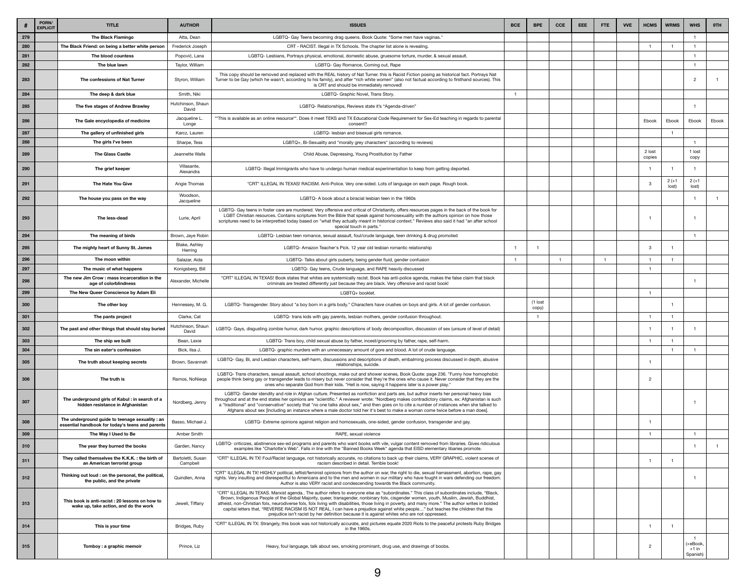| # | PORN/ EXPLICIT | TITLE | AUTHOR | ISSUES | BCE | BPE | CCE | EEE | FTE | VVE | HCMS | WRMS | WHS | 9TH |
|---|---|---|---|---|---|---|---|---|---|---|---|---|---|---|
| 279 | | The Black Flamingo | Atta, Dean | LGBTQ- Gay Teens becoming drag queens. Book Quote: "Some men have vaginas." | | | | | | | | | 1 | |
| 280 | | The Black Friend: on being a better white person | Frederick Joseph | CRT - RACIST. Illegal in TX Schools. The chapter list alone is revealing. | | | | | | | 1 | 1 | 1 | |
| 281 | | The blood countess | Popović, Lana | LGBTQ- Lesbians, Portrays physical, emotional, domestic abuse, gruesome torture, murder, & sexual assault. | | | | | | | | | 1 | |
| 282 | | The blue lawn | Taylor, William | LGBTQ- Gay Romance, Coming out, Rape | | | | | | | | | 1 | |
| 283 | | The confessions of Nat Turner | Styron, William | This copy should be removed and replaced with the REAL history of Nat Turner. this is Racist Fiction posing as historical fact. Portrays Nat Turner to be Gay (which he wasn't, according to his family), and after "rich white women" (also not factual according to firsthand sources). This is CRT and should be immediately removed! | | | | | | | | | 2 | 1 |
| 284 | | The deep & dark blue | Smith, Niki | LGBTQ- Graphic Novel, Trans Story. | 1 | | | | | | | | | |
| 285 | | The five stages of Andrew Brawley | Hutchinson, Shaun David | LGBTQ- Relationships, Reviews state it's "Agenda-driven" | | | | | | | | | 1 | |
| 286 | | The Gale encyclopedia of medicine | Jacqueline L. Longe | **This is available as an online resource**. Does it meet TEKS and TX Educational Code Requirement for Sex-Ed teaching in regards to parental consent? | | | | | | | Ebook | Ebook | Ebook | Ebook |
| 287 | | The gallery of unfinished girls | Karcz, Lauren | LGBTQ- lesbian and bisexual girls romance. | | | | | | | | 1 | | |
| 288 | | The girls I've been | Sharpe, Tess | LGBTQ+, Bi-Sexuality and "morally grey characters" (according to reviews) | | | | | | | | | 1 | |
| 289 | | The Glass Castle | Jeannette Walls | Child Abuse, Depressing, Young Prostitution by Father | | | | | | | 2 lost copies | | 1 lost copy | |
| 290 | | The grief keeper | Villasante, Alexandra | LGBTQ- Illegal Immigrants who have to undergo human medical experimentation to keep from getting deported. | | | | | | | 1 | 1 | 1 | |
| 291 | | The Hate You Give | Angie Thomas | "CRT" ILLEGAL IN TEXAS! RACISM. Anti-Police. Very one-sided. Lots of language on each page. Rough book. | | | | | | | 3 | 2 (+1 lost) | 2 (+1 lost) | |
| 292 | | The house you pass on the way | Woodson, Jacqueline | LGBTQ- A book about a biracial lesbian teen in the 1960s | | | | | | | | | 1 | 1 |
| 293 | | The less-dead | Lurie, April | LGBTQ- Gay teens in foster care are murdered. Very offensive and critical of Christianity, offers resources pages in the back of the book for LGBT Christian resources. Contains scriptures from the Bible that speak against homosexuality with the authors opinion on how those scriptures need to be interpretted today based on "what they actually meant in historical context." Reviews also said it had "an after school special touch in parts." | | | | | | | 1 | | 1 | |
| 294 | | The meaning of birds | Brown, Jaye Robin | LGBTQ- Lesbian teen romance, sexual assault, foul/crude language, teen drinking & drug promoted | | | | | | | | | 1 | |
| 295 | | The mighty heart of Sunny St. James | Blake, Ashley Herring | LGBTQ- Amazon Teacher's Pick. 12 year old lesbian romantic relationship | 1 | 1 | | | | | 3 | 1 | | |
| 296 | | The moon within | Salazar, Aida | LGBTQ- Talks about girls puberty, being gender fluid, gender confusion | 1 | | 1 | | 1 | | 1 | 1 | | |
| 297 | | The music of what happens | Konigsberg, Bill | LGBTQ- Gay teens, Crude language, and RAPE heavily discussed | | | | | | | 1 | | | |
| 298 | | The new Jim Crow : mass incarceration in the age of colorblindness | Alexander, Michelle | "CRT" ILLEGAL IN TEXAS! Book states that whites are systemically racist. Book has anti-police agenda, makes the false claim that black criminals are treated differently just because they are black. Very offensive and racist book! | | | | | | | | | 1 | |
| 299 | | The New Queer Conscience by Adam Eli | | LGBTQ+ booklet. | | | | | | | 1 | | | |
| 300 | | The other boy | Hennessey, M. G. | LGBTQ- Transgender. Story about "a boy born in a girls body." Characters have crushes on boys and girls. A lot of gender confusion. | | (1 lost copy) | | | | | | 1 | | |
| 301 | | The pants project | Clarke, Cat | LGBTQ- trans kids with gay parents, lesbian mothers, gender confusion throughout. | | 1 | | | | | 1 | 1 | | |
| 302 | | The past and other things that should stay buried | Hutchinson, Shaun David | LGBTQ- Gays, disgusting zombie humor, dark humor, graphic descriptions of body decomposition, discussion of sex (unsure of level of detail) | | | | | | | 1 | 1 | 1 | |
| 303 | | The ship we built | Bean, Lexie | LGBTQ- Trans boy, child sexual abuse by father, incest/grooming by father, rape, self-harm. | | | | | | | 1 | 1 | | |
| 304 | | The sin eater's confession | Bick, Ilsa J. | LGBTQ- graphic murders with an unnecessary amount of gore and blood. A lot of crude language. | | | | | | | | 1 | 1 | |
| 305 | | The truth about keeping secrets | Brown, Savannah | LGBTQ- Gay, Bi, and Lesbian characters, self-harm, discussions and descriptions of death, embalming process discussed in depth, abusive relationships, suicide. | | | | | | | 1 | | | |
| 306 | | The truth is | Ramos, NoNieqa | LGBTQ- Trans characters, sexual assault, school shootings, make out and shower scenes, Book Quote: page 236. "Funny how homophobic people think being gay or transgender leads to misery but never consider that they're the ones who cause it. Never consider that they are the ones who separate God from their kids. "Hell is now, saying it happens later is a power play." | | | | | | | 2 | | | |
| 307 | | The underground girls of Kabul : in search of a hidden resistance in Afghanistan | Nordberg, Jenny | LGBTQ- Gender idendity and role in Afghan culture. Presented as nonfiction and parts are, but author inserts her personal heavy bias throughout and at the end states her opinions are "scientific." A reviewer wrote: "Nordberg makes contradictory claims, ex: Afghanistan is such a "traditional" and "conservative" society that "no one talks about sex," and then goes on to cite a number of instances when she talked to Afghans about sex [Including an instance where a male doctor told her it's best to make a woman come twice before a man does]. | | | | | | | | | 1 | |
| 308 | | The underground guide to teenage sexuality : an essential handbook for today's teens and parents | Basso, Michael J. | LGBTQ- Extreme opinions against religion and homosexuals, one-sided, gender confusion, transgender and gay. | | | | | | | 1 | | | |
| 309 | | The Way I Used to Be | Amber Smith | RAPE, sexual violence | | | | | | | 1 | | 1 | |
| 310 | | The year they burned the books | Garden, Nancy | LGBTQ- criticizes, abstinence sex-ed programs and parents who want books with vile, vulgar content removed from libraries. Gives ridiculous examples like "Charlotte's Web". Falls in line with the "Banned Books Week" agenda that EISD elementary libaries promote. | | | | | | | | | 1 | 1 |
| 311 | | They called themselves the K.K.K. : the birth of an American terrorist group | Bartoletti, Susan Campbell | "CRT" ILLEGAL IN TX! Foul/Racist language, not historically accurate, no citations to back up their claims, VERY GRAPHIC, violent scenes of racism described in detail. Terrible book! | | | | | | | 1 | 1 | | |
| 312 | | Thinking out loud : on the personal, the political, the public, and the private | Quindlen, Anna | "CRT" ILLEGAL IN TX! HIGHLY political, leftist/feminist opinions from the author on war, the right to die, sexual harrassment, abortion, rape, gay rights. Very insulting and disrespectful to Americans and to the men and women in our military who have fought in wars defending our freedom. Author is also VERY racist and condescending towards the Black community. | | | | | | | | | 1 | |
| 313 | | This book is anti-racist : 20 lessons on how to wake up, take action, and do the work | Jewell, Tiffany | "CRT" ILLEGAL IN TEXAS. Marxist agenda.. The author refers to everyone else as "subordinates." This class of subordinates include, "Black, Brown, Indigenous People of the Global Majority, queer, transgender, nonbinary folx, cisgender women, youth, Muslim, Jewish, Buddhist, atheist, non-Christian folx, neurodiverse folx, folx living with disabilities, those living in poverty, and many more." The author writes in bolded capital letters that, "REVERSE RACISM IS NOT REAL. I can have a prejudice against white people…" but teaches the children that this prejudice isn't racist by her definition because it is against whites who are not oppressed. | | | | | | | | | | |
| 314 | | This is your time | Bridges, Ruby | "CRT" ILLEGAL IN TX: Strangely, this book was not historically accurate, and pictures equate 2020 Riots to the peaceful protests Ruby Bridges in the 1960s. | | | | | | | 1 | 1 | | |
| 315 | | Tomboy : a graphic memoir | Prince, Liz | Heavy, foul language, talk about sex, smoking prominant, drug use, and drawings of boobs. | | | | | | | 2 | | 1 (+eBook, +1 in Spanish) | |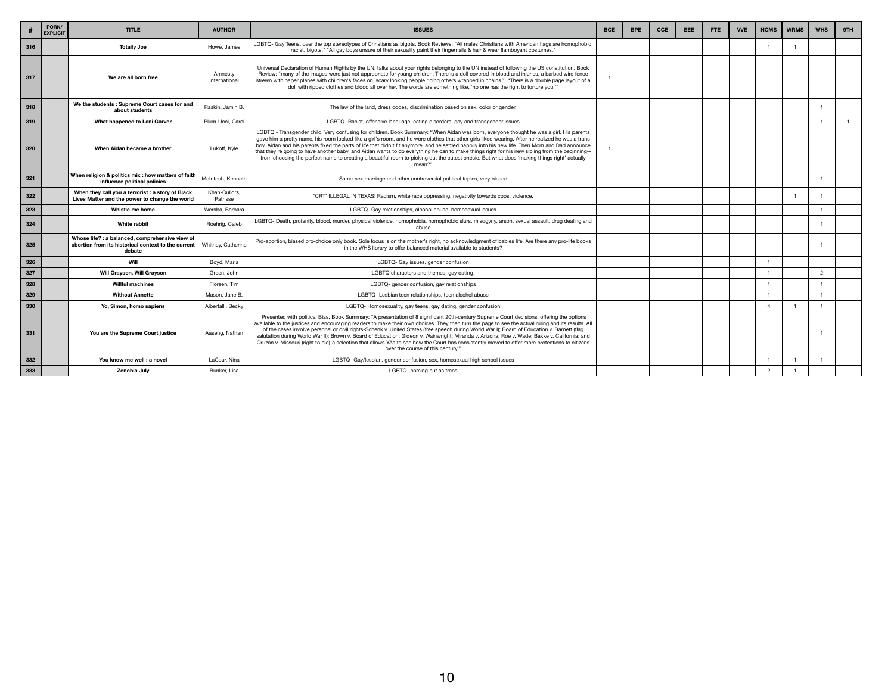| # | PORN/ EXPLICIT | TITLE | AUTHOR | ISSUES | BCE | BPE | CCE | EEE | FTE | VVE | HCMS | WRMS | WHS | 9TH |
|---|---|---|---|---|---|---|---|---|---|---|---|---|---|---|
| 316 | | **Totally Joe** | Howe, James | LGBTQ- Gay Teens, over the top stereotypes of Christians as bigots. Book Reviews: "All males Christians with American flags are homophobic, racist, bigots." "All gay boys unsure of their sexuality paint their fingernails & hair & wear flamboyant costumes." | | | | | | | 1 | 1 | | |
| 317 | | **We are all born free** | Amnesty International | Universal Declaration of Human Rights by the UN, talks about your rights belonging to the UN instead of following the US constitution. Book Review: "many of the images were just not appropriate for young children. There is a doll covered in blood and injuries, a barbed wire fence strewn with paper planes with children's faces on, scary looking people riding others wrapped in chains." "There is a double page layout of a doll with ripped clothes and blood all over her. The words are something like, 'no one has the right to torture you.'" | 1 | | | | | | | | | |
| 318 | | **We the students : Supreme Court cases for and about students** | Raskin, Jamin B. | The law of the land, dress codes, discrimination based on sex, color or gender. | | | | | | | | | 1 | |
| 319 | | **What happened to Lani Garver** | Plum-Ucci, Carol | LGBTQ- Racist, offensive language, eating disorders, gay and transgender issues | | | | | | | | | 1 | 1 |
| 320 | | **When Aidan became a brother** | Lukoff, Kyle | LGBTQ - Transgender child, Very confusing for children. Book Summary: "When Aidan was born, everyone thought he was a girl. His parents gave him a pretty name, his room looked like a girl's room, and he wore clothes that other girls liked wearing. After he realized he was a trans boy, Aidan and his parents fixed the parts of life that didn't fit anymore, and he settled happily into his new life. Then Mom and Dad announce that they're going to have another baby, and Aidan wants to do everything he can to make things right for his new sibling from the beginning--from choosing the perfect name to creating a beautiful room to picking out the cutest onesie. But what does 'making things right' actually mean?" | 1 | | | | | | | | | |
| 321 | | **When religion & politics mix : how matters of faith influence political policies** | McIntosh, Kenneth | Same-sex marriage and other controversial political topics, very biased. | | | | | | | | | 1 | |
| 322 | | **When they call you a terrorist : a story of Black Lives Matter and the power to change the world** | Khan-Cullors, Patrisse | "CRT" ILLEGAL IN TEXAS! Racism, white race oppressing, negativity towards cops, violence. | | | | | | | | 1 | 1 | |
| 323 | | **Whistle me home** | Wersba, Barbara | LGBTQ- Gay relationships, alcohol abuse, homosexual issues | | | | | | | | | 1 | |
| 324 | | **White rabbit** | Roehrig, Caleb | LGBTQ- Death, profanity, blood, murder, physical violence, homophobia, homophobic slurs, misogyny, arson, sexual assault, drug dealing and abuse | | | | | | | | | 1 | |
| 325 | | **Whose life? : a balanced, comprehensive view of abortion from its historical context to the current debate** | Whitney, Catherine | Pro-abortion, biased pro-choice only book. Sole focus is on the mother's right, no acknowledgment of babies life. Are there any pro-life books in the WHS library to offer balanced material available to students? | | | | | | | | | 1 | |
| 326 | | **Will** | Boyd, Maria | LGBTQ- Gay issues, gender confusion | | | | | | | 1 | | | |
| 327 | | **Will Grayson, Will Grayson** | Green, John | LGBTQ characters and themes, gay dating. | | | | | | | 1 | | 2 | |
| 328 | | **Willful machines** | Floreen, Tim | LGBTQ- gender confusion, gay relationships | | | | | | | 1 | | 1 | |
| 329 | | **Without Annette** | Mason, Jane B. | LGBTQ- Lesbian teen relationships, teen alcohol abuse | | | | | | | 1 | | 1 | |
| 330 | | **Yo, Simon, homo sapiens** | Albertalli, Becky | LGBTQ- Homosexuality, gay teens, gay dating, gender confusion | | | | | | | 4 | 1 | 1 | |
| 331 | | **You are the Supreme Court justice** | Aaseng, Nathan | Presented with political Bias. Book Summary: "A presentation of 8 significant 20th-century Supreme Court decisions, offering the options available to the justices and encouraging readers to make their own choices. They then turn the page to see the actual ruling and its results. All of the cases involve personal or civil rights-Schenk v. United States (free speech during World War I); Board of Education v. Barnett (flag salutation during World War II); Brown v. Board of Education; Gideon v. Wainwright; Miranda v. Arizona; Roe v. Wade; Bakke v. California; and Cruzan v. Missouri (right to die)-a selection that allows YAs to see how the Court has consistently moved to offer more protections to citizens over the course of this century." | | | | | | | | | 1 | |
| 332 | | **You know me well : a novel** | LaCour, Nina | LGBTQ- Gay/lesbian, gender confusion, sex, homosexual high school issues | | | | | | | 1 | 1 | 1 | |
| 333 | | **Zenobia July** | Bunker, Lisa | LGBTQ- coming out as trans | | | | | | | 2 | 1 | | |